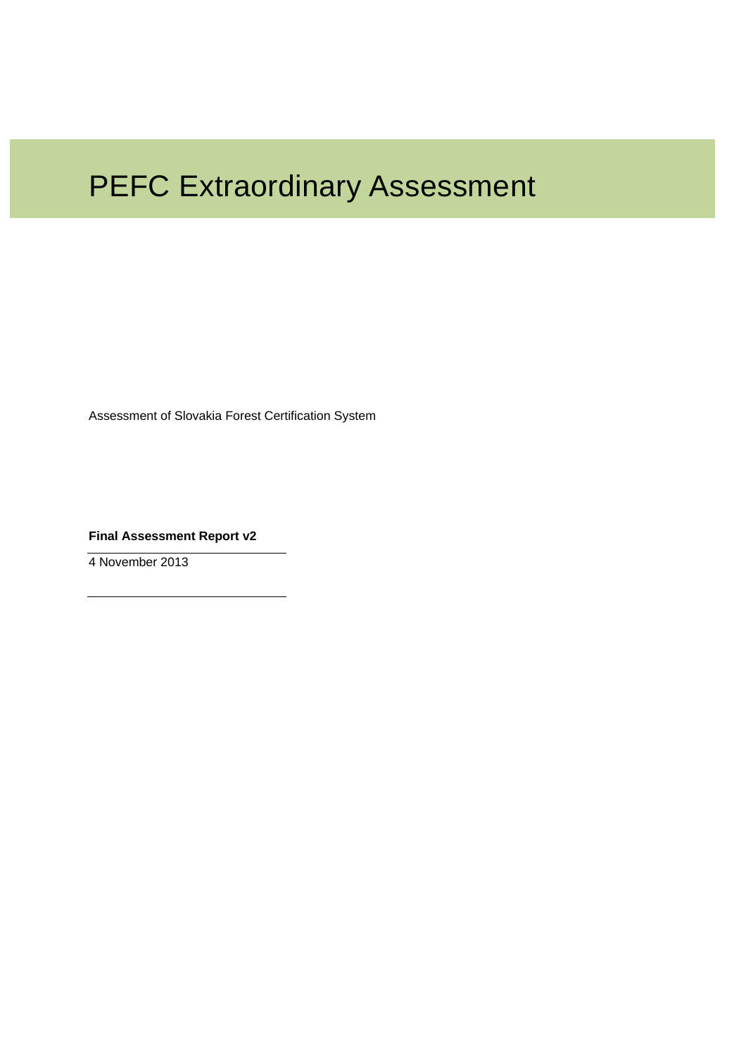# PEFC Extraordinary Assessment

Assessment of Slovakia Forest Certification System

**Final Assessment Report v2**

4 November 2013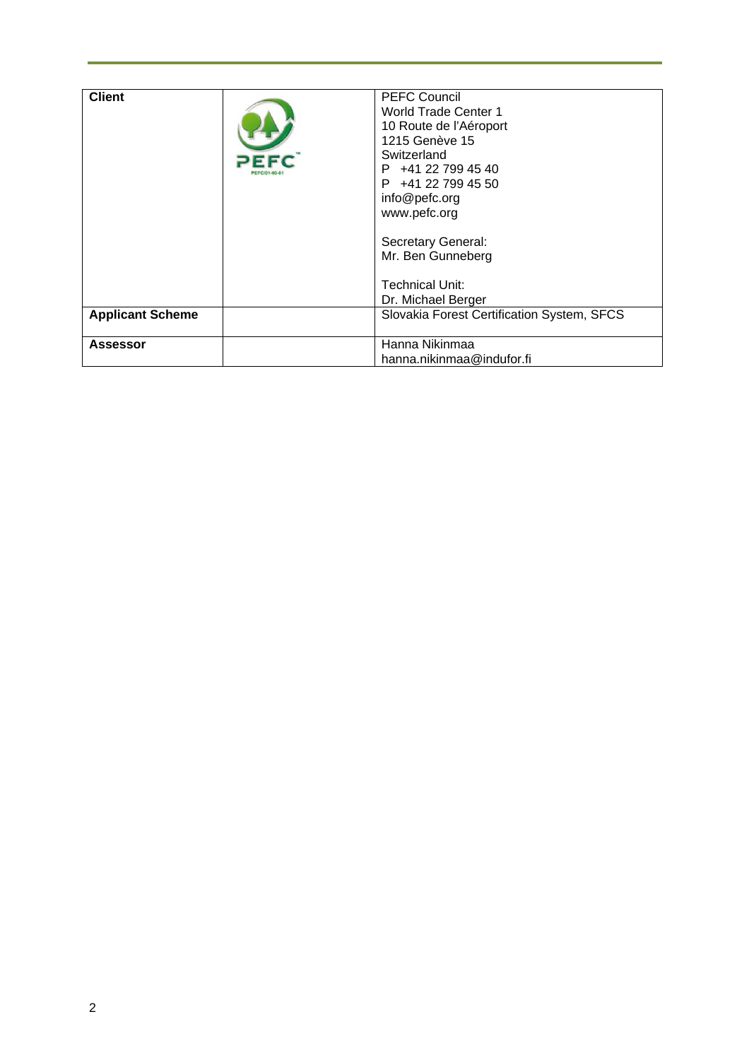| **Client** | | PEFC Council<br>World Trade Center 1<br>10 Route de l'Aéroport<br>1215 Genève 15<br>Switzerland<br>P +41 22 799 45 40<br>P +41 22 799 45 50<br>info@pefc.org<br>www.pefc.org<br><br>Secretary General:<br>Mr. Ben Gunneberg<br><br>Technical Unit:<br>Dr. Michael Berger |
|---|---|---|
| **Applicant Scheme** | | Slovakia Forest Certification System, SFCS |
| **Assessor** | | Hanna Nikinmaa<br>hanna.nikinmaa@indufor.fi |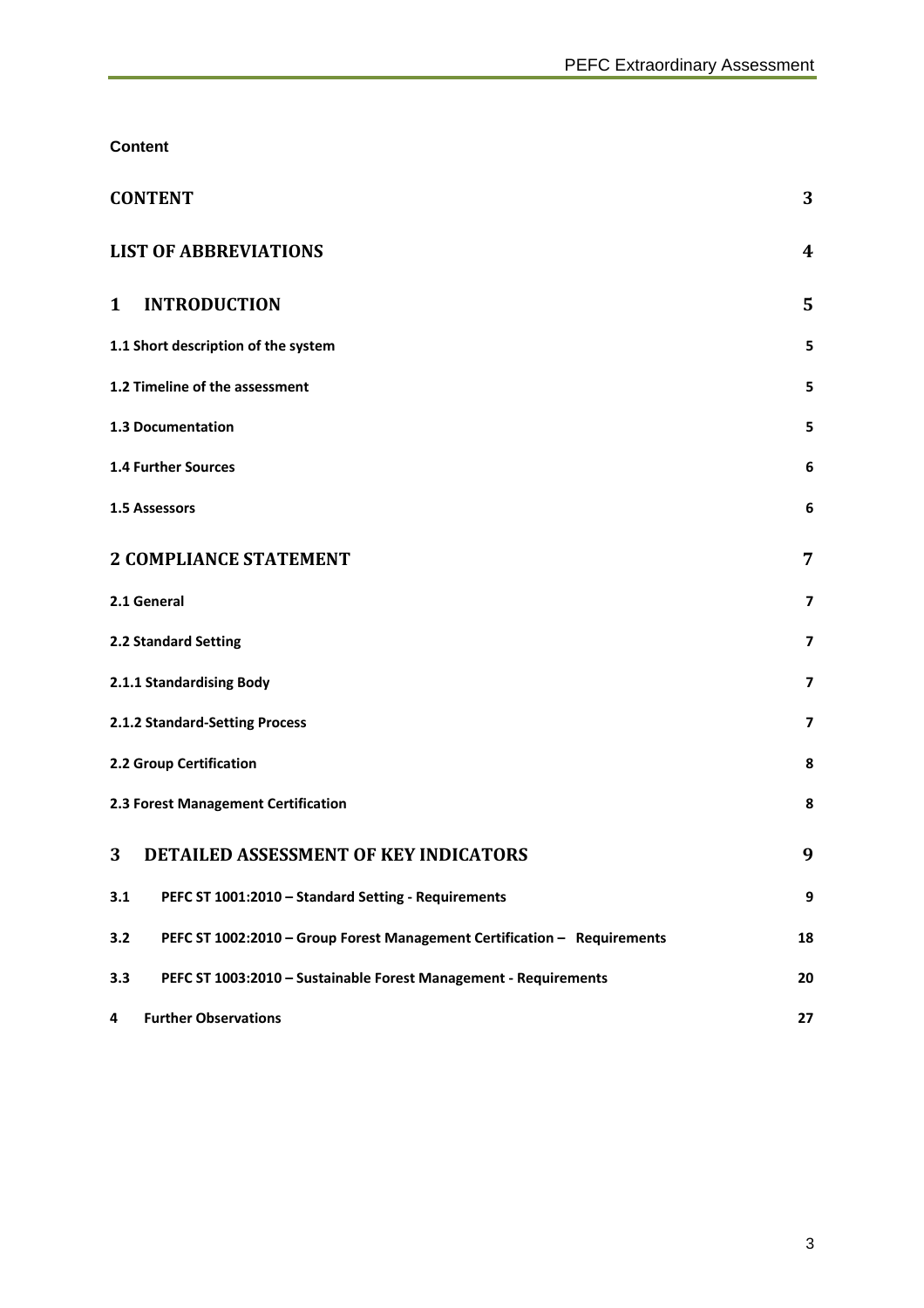**Content**

| | |
|---|---|
| **CONTENT** | **3** |
| **LIST OF ABBREVIATIONS** | **4** |
| **1 INTRODUCTION** | **5** |
| **1.1 Short description of the system** | **5** |
| **1.2 Timeline of the assessment** | **5** |
| **1.3 Documentation** | **5** |
| **1.4 Further Sources** | **6** |
| **1.5 Assessors** | **6** |
| **2 COMPLIANCE STATEMENT** | **7** |
| **2.1 General** | **7** |
| **2.2 Standard Setting** | **7** |
| **2.1.1 Standardising Body** | **7** |
| **2.1.2 Standard-Setting Process** | **7** |
| **2.2 Group Certification** | **8** |
| **2.3 Forest Management Certification** | **8** |
| **3 DETAILED ASSESSMENT OF KEY INDICATORS** | **9** |
| **3.1 PEFC ST 1001:2010 – Standard Setting - Requirements** | **9** |
| **3.2 PEFC ST 1002:2010 – Group Forest Management Certification – Requirements** | **18** |
| **3.3 PEFC ST 1003:2010 – Sustainable Forest Management - Requirements** | **20** |
| **4 Further Observations** | **27** |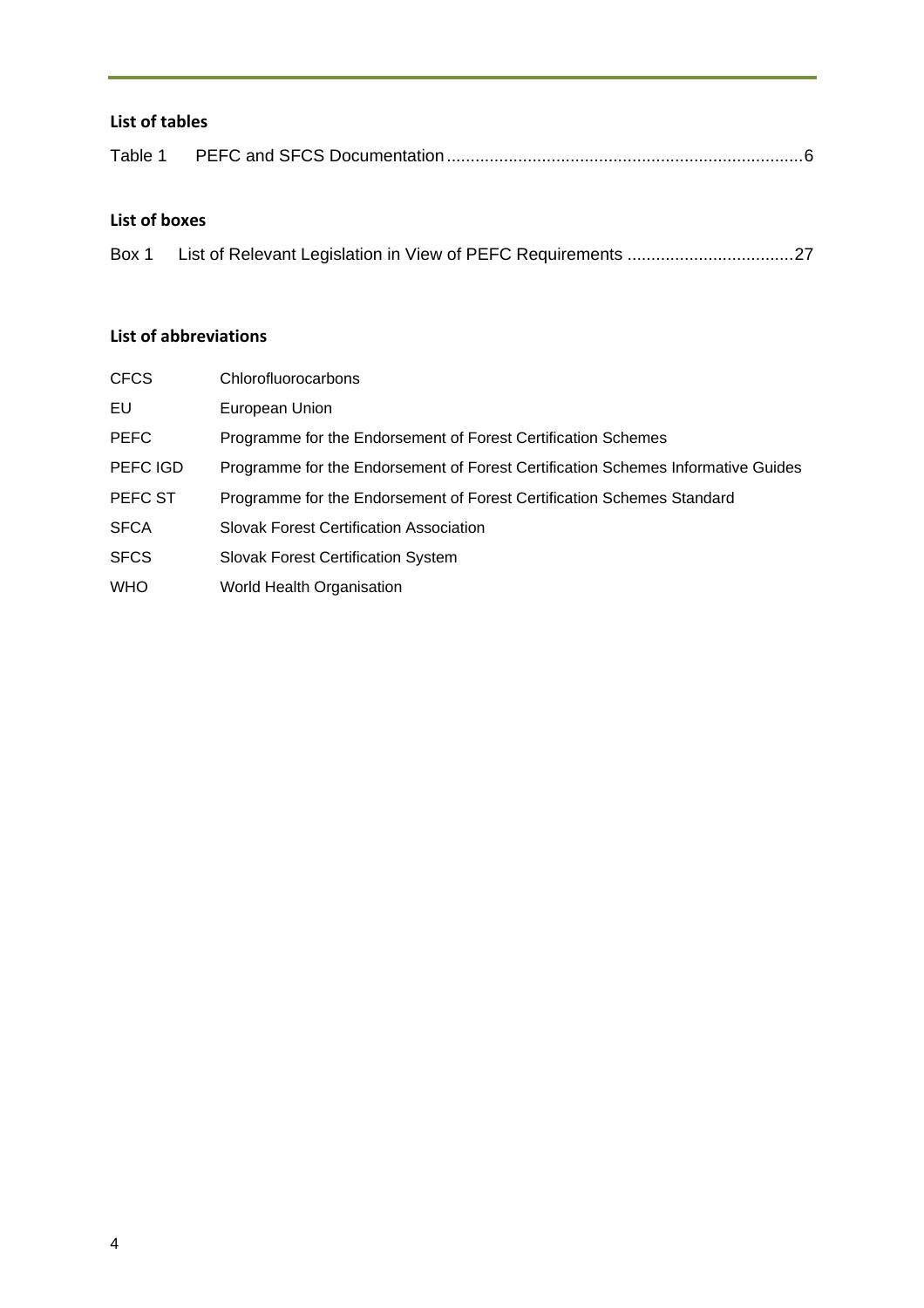## List of tables

Table 1 PEFC and SFCS Documentation .......................................................................... 6

## List of boxes

Box 1 List of Relevant Legislation in View of PEFC Requirements .................................. 27

## List of abbreviations

| | |
|---|---|
| CFCS | Chlorofluorocarbons |
| EU | European Union |
| PEFC | Programme for the Endorsement of Forest Certification Schemes |
| PEFC IGD | Programme for the Endorsement of Forest Certification Schemes Informative Guides |
| PEFC ST | Programme for the Endorsement of Forest Certification Schemes Standard |
| SFCA | Slovak Forest Certification Association |
| SFCS | Slovak Forest Certification System |
| WHO | World Health Organisation |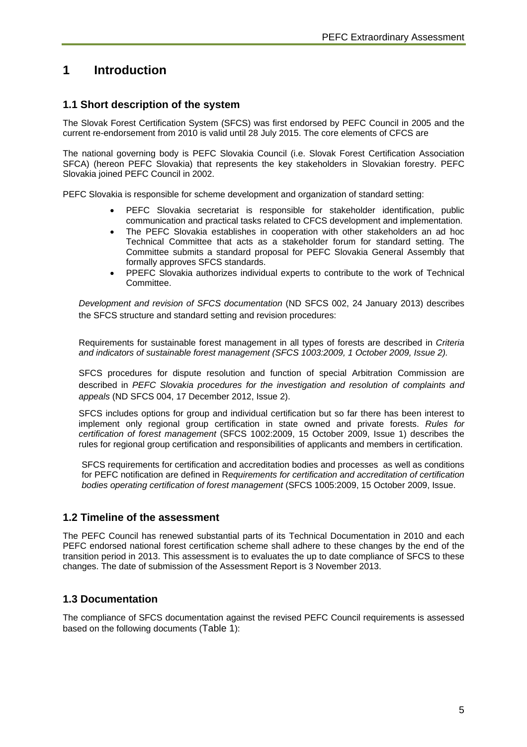# 1 Introduction

## 1.1 Short description of the system

The Slovak Forest Certification System (SFCS) was first endorsed by PEFC Council in 2005 and the current re-endorsement from 2010 is valid until 28 July 2015. The core elements of CFCS are

The national governing body is PEFC Slovakia Council (i.e. Slovak Forest Certification Association SFCA) (hereon PEFC Slovakia) that represents the key stakeholders in Slovakian forestry. PEFC Slovakia joined PEFC Council in 2002.

PEFC Slovakia is responsible for scheme development and organization of standard setting:

- PEFC Slovakia secretariat is responsible for stakeholder identification, public communication and practical tasks related to CFCS development and implementation.
- The PEFC Slovakia establishes in cooperation with other stakeholders an ad hoc Technical Committee that acts as a stakeholder forum for standard setting. The Committee submits a standard proposal for PEFC Slovakia General Assembly that formally approves SFCS standards.
- PPEFC Slovakia authorizes individual experts to contribute to the work of Technical Committee.

*Development and revision of SFCS documentation* (ND SFCS 002, 24 January 2013) describes the SFCS structure and standard setting and revision procedures:

Requirements for sustainable forest management in all types of forests are described in *Criteria and indicators of sustainable forest management (SFCS 1003:2009, 1 October 2009, Issue 2).*

SFCS procedures for dispute resolution and function of special Arbitration Commission are described in *PEFC Slovakia procedures for the investigation and resolution of complaints and appeals* (ND SFCS 004, 17 December 2012, Issue 2).

SFCS includes options for group and individual certification but so far there has been interest to implement only regional group certification in state owned and private forests. *Rules for certification of forest management* (SFCS 1002:2009, 15 October 2009, Issue 1) describes the rules for regional group certification and responsibilities of applicants and members in certification.

SFCS requirements for certification and accreditation bodies and processes as well as conditions for PEFC notification are defined in R*equirements for certification and accreditation of certification bodies operating certification of forest management* (SFCS 1005:2009, 15 October 2009, Issue.

## 1.2 Timeline of the assessment

The PEFC Council has renewed substantial parts of its Technical Documentation in 2010 and each PEFC endorsed national forest certification scheme shall adhere to these changes by the end of the transition period in 2013. This assessment is to evaluates the up to date compliance of SFCS to these changes. The date of submission of the Assessment Report is 3 November 2013.

## 1.3 Documentation

The compliance of SFCS documentation against the revised PEFC Council requirements is assessed based on the following documents (Table 1):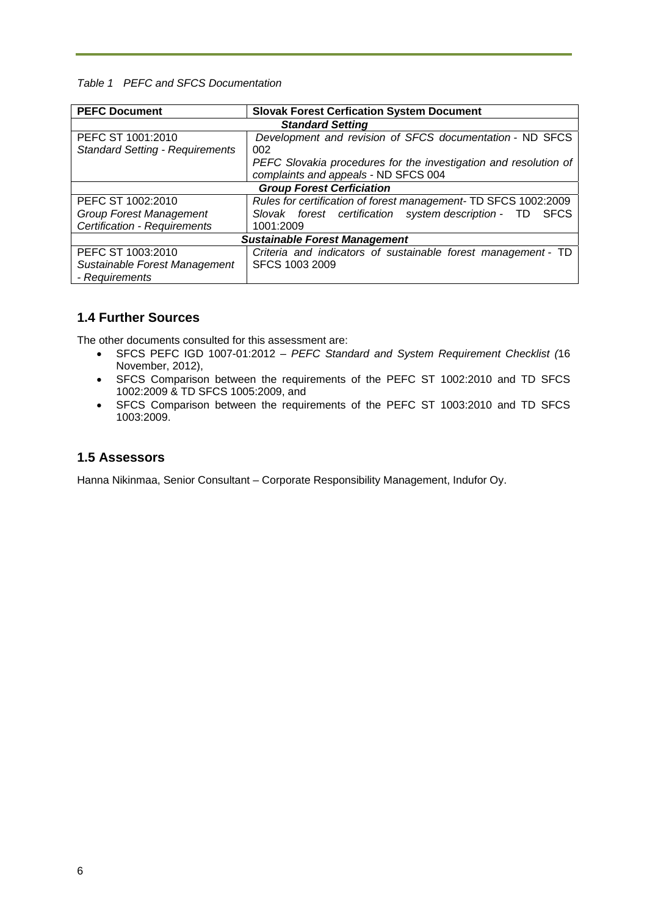*Table 1 PEFC and SFCS Documentation*

| PEFC Document | Slovak Forest Cerfication System Document |
|---|---|
| ***Standard Setting*** | |
| PEFC ST 1001:2010<br>*Standard Setting - Requirements* | *Development and revision of SFCS documentation* - ND SFCS 002<br>*PEFC Slovakia procedures for the investigation and resolution of complaints and appeals* - ND SFCS 004 |
| ***Group Forest Cerficiation*** | |
| PEFC ST 1002:2010<br>*Group Forest Management Certification - Requirements* | *Rules for certification of forest management*- TD SFCS 1002:2009<br>*Slovak forest certification system description* - TD SFCS 1001:2009 |
| ***Sustainable Forest Management*** | |
| PEFC ST 1003:2010<br>*Sustainable Forest Management - Requirements* | *Criteria and indicators of sustainable forest management* - TD SFCS 1003 2009 |

## 1.4 Further Sources

The other documents consulted for this assessment are:

- SFCS PEFC IGD 1007-01:2012 – *PEFC Standard and System Requirement Checklist (*16 November, 2012),
- SFCS Comparison between the requirements of the PEFC ST 1002:2010 and TD SFCS 1002:2009 & TD SFCS 1005:2009, and
- SFCS Comparison between the requirements of the PEFC ST 1003:2010 and TD SFCS 1003:2009.

## 1.5 Assessors

Hanna Nikinmaa, Senior Consultant – Corporate Responsibility Management, Indufor Oy.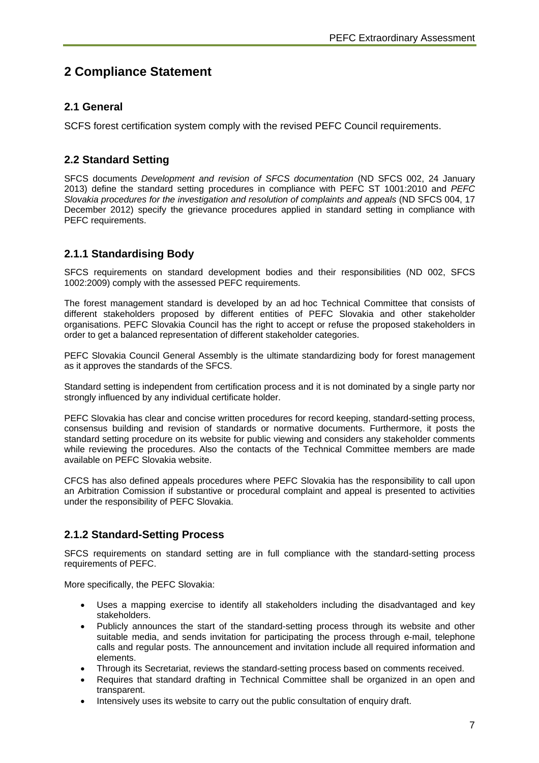# 2 Compliance Statement

## 2.1 General

SCFS forest certification system comply with the revised PEFC Council requirements.

## 2.2 Standard Setting

SFCS documents *Development and revision of SFCS documentation* (ND SFCS 002, 24 January 2013) define the standard setting procedures in compliance with PEFC ST 1001:2010 and *PEFC Slovakia procedures for the investigation and resolution of complaints and appeals* (ND SFCS 004, 17 December 2012) specify the grievance procedures applied in standard setting in compliance with PEFC requirements.

## 2.1.1 Standardising Body

SFCS requirements on standard development bodies and their responsibilities (ND 002, SFCS 1002:2009) comply with the assessed PEFC requirements.

The forest management standard is developed by an ad hoc Technical Committee that consists of different stakeholders proposed by different entities of PEFC Slovakia and other stakeholder organisations. PEFC Slovakia Council has the right to accept or refuse the proposed stakeholders in order to get a balanced representation of different stakeholder categories.

PEFC Slovakia Council General Assembly is the ultimate standardizing body for forest management as it approves the standards of the SFCS.

Standard setting is independent from certification process and it is not dominated by a single party nor strongly influenced by any individual certificate holder.

PEFC Slovakia has clear and concise written procedures for record keeping, standard-setting process, consensus building and revision of standards or normative documents. Furthermore, it posts the standard setting procedure on its website for public viewing and considers any stakeholder comments while reviewing the procedures. Also the contacts of the Technical Committee members are made available on PEFC Slovakia website.

CFCS has also defined appeals procedures where PEFC Slovakia has the responsibility to call upon an Arbitration Comission if substantive or procedural complaint and appeal is presented to activities under the responsibility of PEFC Slovakia.

## 2.1.2 Standard-Setting Process

SFCS requirements on standard setting are in full compliance with the standard-setting process requirements of PEFC.

More specifically, the PEFC Slovakia:

- Uses a mapping exercise to identify all stakeholders including the disadvantaged and key stakeholders.
- Publicly announces the start of the standard-setting process through its website and other suitable media, and sends invitation for participating the process through e-mail, telephone calls and regular posts. The announcement and invitation include all required information and elements.
- Through its Secretariat, reviews the standard-setting process based on comments received.
- Requires that standard drafting in Technical Committee shall be organized in an open and transparent.
- Intensively uses its website to carry out the public consultation of enquiry draft.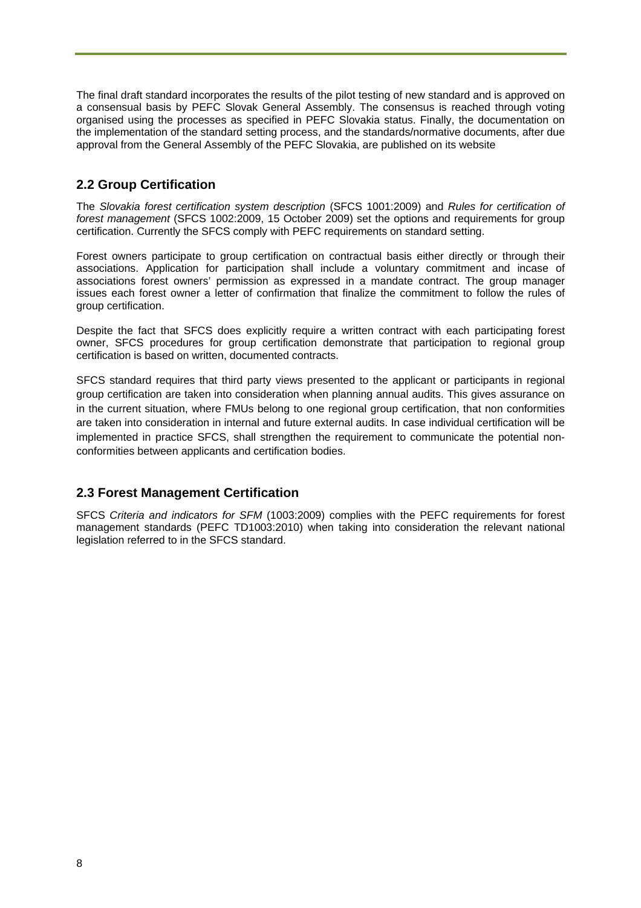The final draft standard incorporates the results of the pilot testing of new standard and is approved on a consensual basis by PEFC Slovak General Assembly. The consensus is reached through voting organised using the processes as specified in PEFC Slovakia status. Finally, the documentation on the implementation of the standard setting process, and the standards/normative documents, after due approval from the General Assembly of the PEFC Slovakia, are published on its website

## 2.2 Group Certification

The *Slovakia forest certification system description* (SFCS 1001:2009) and *Rules for certification of forest management* (SFCS 1002:2009, 15 October 2009) set the options and requirements for group certification. Currently the SFCS comply with PEFC requirements on standard setting.

Forest owners participate to group certification on contractual basis either directly or through their associations. Application for participation shall include a voluntary commitment and incase of associations forest owners' permission as expressed in a mandate contract. The group manager issues each forest owner a letter of confirmation that finalize the commitment to follow the rules of group certification.

Despite the fact that SFCS does explicitly require a written contract with each participating forest owner, SFCS procedures for group certification demonstrate that participation to regional group certification is based on written, documented contracts.

SFCS standard requires that third party views presented to the applicant or participants in regional group certification are taken into consideration when planning annual audits. This gives assurance on in the current situation, where FMUs belong to one regional group certification, that non conformities are taken into consideration in internal and future external audits. In case individual certification will be implemented in practice SFCS, shall strengthen the requirement to communicate the potential non-conformities between applicants and certification bodies.

## 2.3 Forest Management Certification

SFCS *Criteria and indicators for SFM* (1003:2009) complies with the PEFC requirements for forest management standards (PEFC TD1003:2010) when taking into consideration the relevant national legislation referred to in the SFCS standard.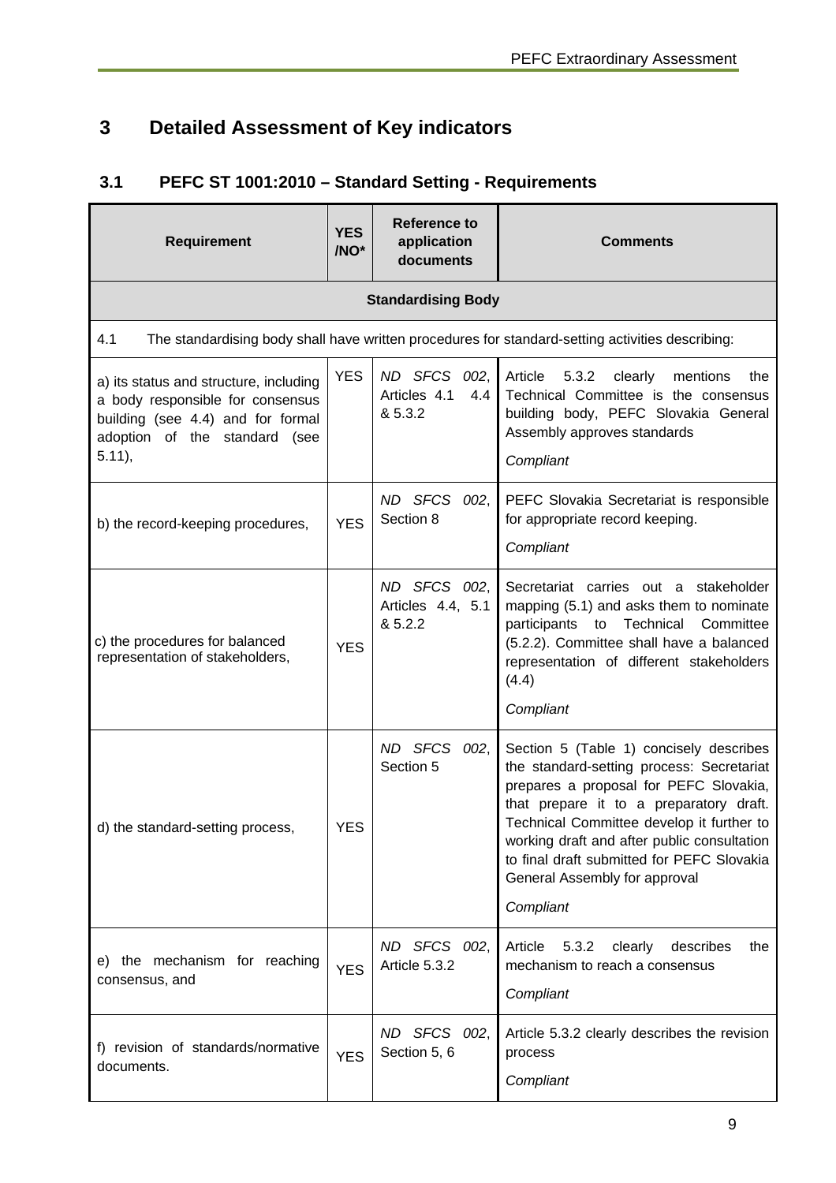# 3 Detailed Assessment of Key indicators

## 3.1 PEFC ST 1001:2010 – Standard Setting - Requirements

| Requirement | YES /NO* | Reference to application documents | Comments |
|---|---|---|---|
| **Standardising Body** | | | |
| 4.1 The standardising body shall have written procedures for standard-setting activities describing: | | | |
| a) its status and structure, including a body responsible for consensus building (see 4.4) and for formal adoption of the standard (see 5.11), | YES | *ND SFCS 002*, Articles 4.1 4.4 & 5.3.2 | Article 5.3.2 clearly mentions the Technical Committee is the consensus building body, PEFC Slovakia General Assembly approves standards<br><br>*Compliant* |
| b) the record-keeping procedures, | YES | *ND SFCS 002*, Section 8 | PEFC Slovakia Secretariat is responsible for appropriate record keeping.<br><br>*Compliant* |
| c) the procedures for balanced representation of stakeholders, | YES | *ND SFCS 002*, Articles 4.4, 5.1 & 5.2.2 | Secretariat carries out a stakeholder mapping (5.1) and asks them to nominate participants to Technical Committee (5.2.2). Committee shall have a balanced representation of different stakeholders (4.4)<br><br>*Compliant* |
| d) the standard-setting process, | YES | *ND SFCS 002*, Section 5 | Section 5 (Table 1) concisely describes the standard-setting process: Secretariat prepares a proposal for PEFC Slovakia, that prepare it to a preparatory draft. Technical Committee develop it further to working draft and after public consultation to final draft submitted for PEFC Slovakia General Assembly for approval<br><br>*Compliant* |
| e) the mechanism for reaching consensus, and | YES | *ND SFCS 002*, Article 5.3.2 | Article 5.3.2 clearly describes the mechanism to reach a consensus<br><br>*Compliant* |
| f) revision of standards/normative documents. | YES | *ND SFCS 002*, Section 5, 6 | Article 5.3.2 clearly describes the revision process<br><br>*Compliant* |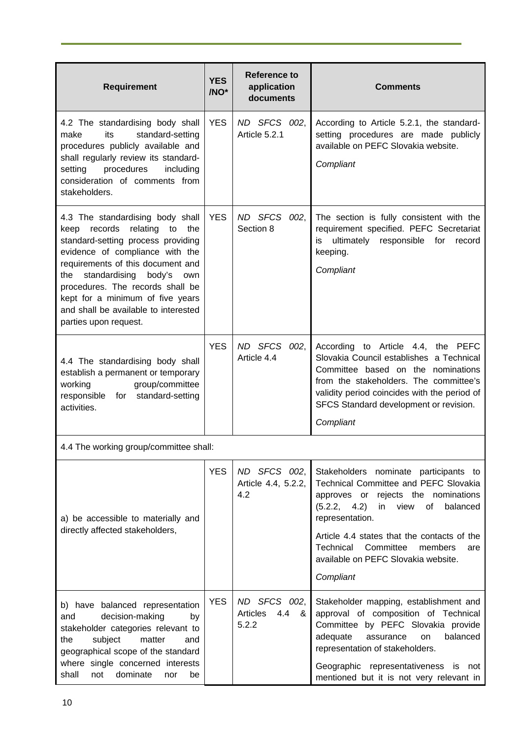| Requirement | YES /NO* | Reference to application documents | Comments |
|---|---|---|---|
| 4.2 The standardising body shall make its standard-setting procedures publicly available and shall regularly review its standard-setting procedures including consideration of comments from stakeholders. | YES | *ND SFCS 002*, Article 5.2.1 | According to Article 5.2.1, the standard-setting procedures are made publicly available on PEFC Slovakia website. *Compliant* |
| 4.3 The standardising body shall keep records relating to the standard-setting process providing evidence of compliance with the requirements of this document and the standardising body's own procedures. The records shall be kept for a minimum of five years and shall be available to interested parties upon request. | YES | *ND SFCS 002*, Section 8 | The section is fully consistent with the requirement specified. PEFC Secretariat is ultimately responsible for record keeping. *Compliant* |
| 4.4 The standardising body shall establish a permanent or temporary working group/committee responsible for standard-setting activities. | YES | *ND SFCS 002*, Article 4.4 | According to Article 4.4, the PEFC Slovakia Council establishes a Technical Committee based on the nominations from the stakeholders. The committee's validity period coincides with the period of SFCS Standard development or revision. *Compliant* |
| 4.4 The working group/committee shall: | | | |
| a) be accessible to materially and directly affected stakeholders, | YES | *ND SFCS 002*, Article 4.4, 5.2.2, 4.2 | Stakeholders nominate participants to Technical Committee and PEFC Slovakia approves or rejects the nominations (5.2.2, 4.2) in view of balanced representation. Article 4.4 states that the contacts of the Technical Committee members are available on PEFC Slovakia website. *Compliant* |
| b) have balanced representation and decision-making by stakeholder categories relevant to the subject matter and geographical scope of the standard where single concerned interests shall not dominate nor be | YES | *ND SFCS 002*, Articles 4.4 & 5.2.2 | Stakeholder mapping, establishment and approval of composition of Technical Committee by PEFC Slovakia provide adequate assurance on balanced representation of stakeholders. Geographic representativeness is not mentioned but it is not very relevant in |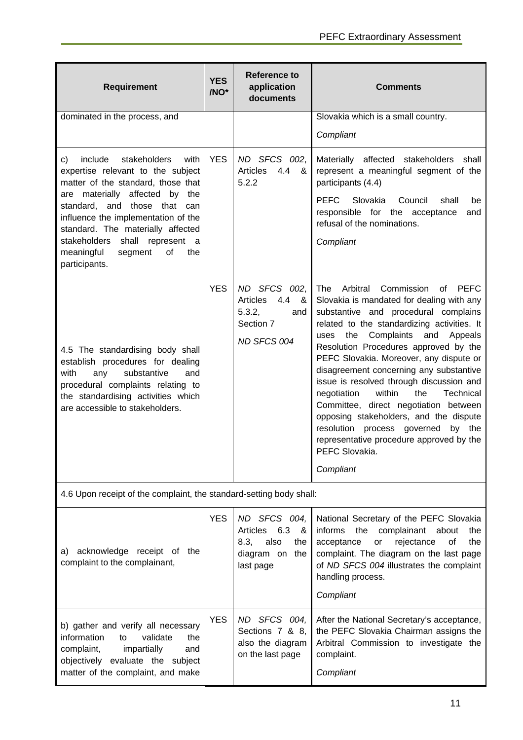| Requirement | YES /NO* | Reference to application documents | Comments |
|---|---|---|---|
| dominated in the process, and | | | Slovakia which is a small country.<br><br>*Compliant* |
| c) include stakeholders with expertise relevant to the subject matter of the standard, those that are materially affected by the standard, and those that can influence the implementation of the standard. The materially affected stakeholders shall represent a meaningful segment of the participants. | YES | *ND SFCS 002*, Articles 4.4 & 5.2.2 | Materially affected stakeholders shall represent a meaningful segment of the participants (4.4)<br><br>PEFC Slovakia Council shall be responsible for the acceptance and refusal of the nominations.<br><br>*Compliant* |
| 4.5 The standardising body shall establish procedures for dealing with any substantive and procedural complaints relating to the standardising activities which are accessible to stakeholders. | YES | *ND SFCS 002*, Articles 4.4 & 5.3.2, and Section 7<br><br>*ND SFCS 004* | The Arbitral Commission of PEFC Slovakia is mandated for dealing with any substantive and procedural complains related to the standardizing activities. It uses the Complaints and Appeals Resolution Procedures approved by the PEFC Slovakia. Moreover, any dispute or disagreement concerning any substantive issue is resolved through discussion and negotiation within the Technical Committee, direct negotiation between opposing stakeholders, and the dispute resolution process governed by the representative procedure approved by the PEFC Slovakia.<br><br>*Compliant* |
| 4.6 Upon receipt of the complaint, the standard-setting body shall: | | | |
| a) acknowledge receipt of the complaint to the complainant, | YES | *ND SFCS 004,* Articles 6.3 & 8.3, also the diagram on the last page | National Secretary of the PEFC Slovakia informs the complainant about the acceptance or rejectance of the complaint. The diagram on the last page of *ND SFCS 004* illustrates the complaint handling process.<br><br>*Compliant* |
| b) gather and verify all necessary information to validate the complaint, impartially and objectively evaluate the subject matter of the complaint, and make | YES | *ND SFCS 004,* Sections 7 & 8, also the diagram on the last page | After the National Secretary's acceptance, the PEFC Slovakia Chairman assigns the Arbitral Commission to investigate the complaint.<br><br>*Compliant* |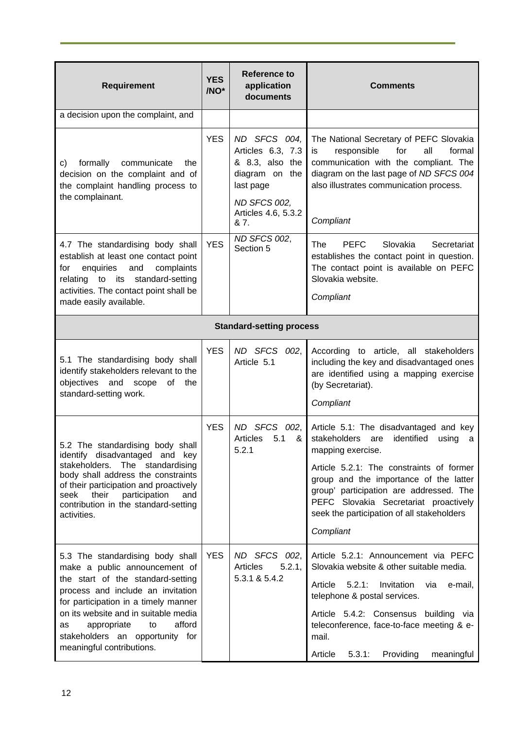| Requirement | YES /NO* | Reference to application documents | Comments |
|---|---|---|---|
| a decision upon the complaint, and | | | |
| c) formally communicate the decision on the complaint and of the complaint handling process to the complainant. | YES | *ND SFCS 004,* Articles 6.3, 7.3 & 8.3, also the diagram on the last page<br>*ND SFCS 002,* Articles 4.6, 5.3.2 & 7. | The National Secretary of PEFC Slovakia is responsible for all formal communication with the compliant. The diagram on the last page of *ND SFCS 004* also illustrates communication process.<br>*Compliant* |
| 4.7 The standardising body shall establish at least one contact point for enquiries and complaints relating to its standard-setting activities. The contact point shall be made easily available. | YES | *ND SFCS 002*, Section 5 | The PEFC Slovakia Secretariat establishes the contact point in question. The contact point is available on PEFC Slovakia website.<br>*Compliant* |
| **Standard-setting process** | | | |
| 5.1 The standardising body shall identify stakeholders relevant to the objectives and scope of the standard-setting work. | YES | *ND SFCS 002*, Article 5.1 | According to article, all stakeholders including the key and disadvantaged ones are identified using a mapping exercise (by Secretariat).<br>*Compliant* |
| 5.2 The standardising body shall identify disadvantaged and key stakeholders. The standardising body shall address the constraints of their participation and proactively seek their participation and contribution in the standard-setting activities. | YES | *ND SFCS 002*, Articles 5.1 & 5.2.1 | Article 5.1: The disadvantaged and key stakeholders are identified using a mapping exercise.<br>Article 5.2.1: The constraints of former group and the importance of the latter group' participation are addressed. The PEFC Slovakia Secretariat proactively seek the participation of all stakeholders<br>*Compliant* |
| 5.3 The standardising body shall make a public announcement of the start of the standard-setting process and include an invitation for participation in a timely manner on its website and in suitable media as appropriate to afford stakeholders an opportunity for meaningful contributions. | YES | *ND SFCS 002*, Articles 5.2.1, 5.3.1 & 5.4.2 | Article 5.2.1: Announcement via PEFC Slovakia website & other suitable media.<br>Article 5.2.1: Invitation via e-mail, telephone & postal services.<br>Article 5.4.2: Consensus building via teleconference, face-to-face meeting & e-mail.<br>Article 5.3.1: Providing meaningful |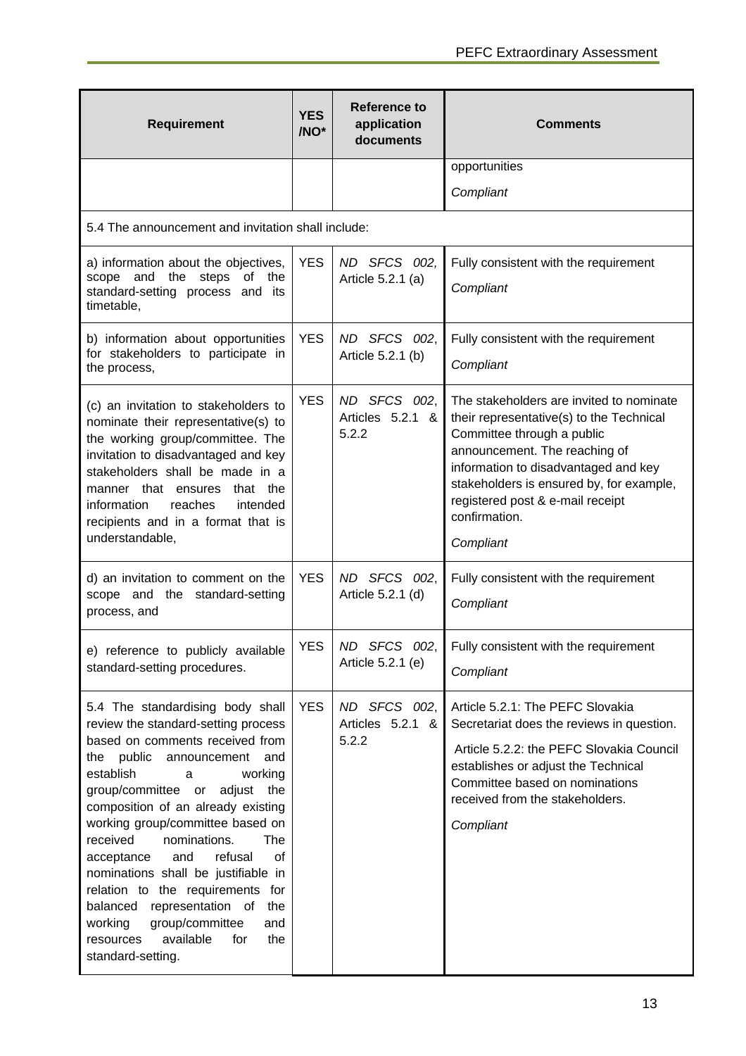| Requirement | YES /NO* | Reference to application documents | Comments |
|---|---|---|---|
| | | | opportunities<br>*Compliant* |
| 5.4 The announcement and invitation shall include: | | | |
| a) information about the objectives, scope and the steps of the standard-setting process and its timetable, | YES | *ND SFCS 002,* Article 5.2.1 (a) | Fully consistent with the requirement<br>*Compliant* |
| b) information about opportunities for stakeholders to participate in the process, | YES | *ND SFCS 002*, Article 5.2.1 (b) | Fully consistent with the requirement<br>*Compliant* |
| (c) an invitation to stakeholders to nominate their representative(s) to the working group/committee. The invitation to disadvantaged and key stakeholders shall be made in a manner that ensures that the information reaches intended recipients and in a format that is understandable, | YES | *ND SFCS 002*, Articles 5.2.1 & 5.2.2 | The stakeholders are invited to nominate their representative(s) to the Technical Committee through a public announcement. The reaching of information to disadvantaged and key stakeholders is ensured by, for example, registered post & e-mail receipt confirmation.<br>*Compliant* |
| d) an invitation to comment on the scope and the standard-setting process, and | YES | *ND SFCS 002*, Article 5.2.1 (d) | Fully consistent with the requirement<br>*Compliant* |
| e) reference to publicly available standard-setting procedures. | YES | *ND SFCS 002*, Article 5.2.1 (e) | Fully consistent with the requirement<br>*Compliant* |
| 5.4 The standardising body shall review the standard-setting process based on comments received from the public announcement and establish a working group/committee or adjust the composition of an already existing working group/committee based on received nominations. The acceptance and refusal of nominations shall be justifiable in relation to the requirements for balanced representation of the working group/committee and resources available for the standard-setting. | YES | *ND SFCS 002*, Articles 5.2.1 & 5.2.2 | Article 5.2.1: The PEFC Slovakia Secretariat does the reviews in question.<br>Article 5.2.2: the PEFC Slovakia Council establishes or adjust the Technical Committee based on nominations received from the stakeholders.<br>*Compliant* |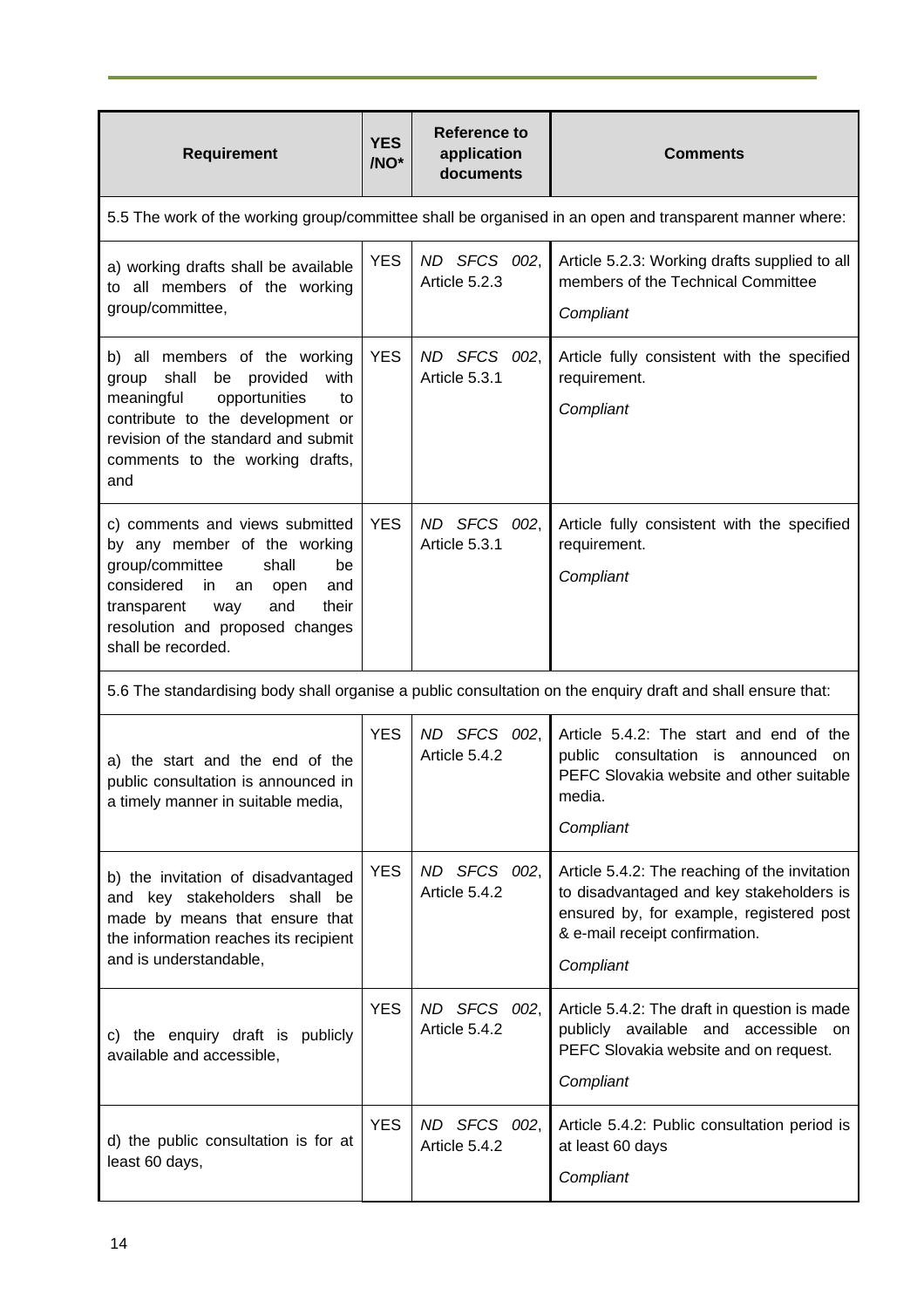| Requirement | YES /NO* | Reference to application documents | Comments |
|---|---|---|---|
| 5.5 The work of the working group/committee shall be organised in an open and transparent manner where: | | | |
| a) working drafts shall be available to all members of the working group/committee, | YES | *ND SFCS 002*, Article 5.2.3 | Article 5.2.3: Working drafts supplied to all members of the Technical Committee<br>*Compliant* |
| b) all members of the working group shall be provided with meaningful opportunities to contribute to the development or revision of the standard and submit comments to the working drafts, and | YES | *ND SFCS 002*, Article 5.3.1 | Article fully consistent with the specified requirement.<br>*Compliant* |
| c) comments and views submitted by any member of the working group/committee shall be considered in an open and transparent way and their resolution and proposed changes shall be recorded. | YES | *ND SFCS 002*, Article 5.3.1 | Article fully consistent with the specified requirement.<br>*Compliant* |
| 5.6 The standardising body shall organise a public consultation on the enquiry draft and shall ensure that: | | | |
| a) the start and the end of the public consultation is announced in a timely manner in suitable media, | YES | *ND SFCS 002*, Article 5.4.2 | Article 5.4.2: The start and end of the public consultation is announced on PEFC Slovakia website and other suitable media.<br>*Compliant* |
| b) the invitation of disadvantaged and key stakeholders shall be made by means that ensure that the information reaches its recipient and is understandable, | YES | *ND SFCS 002*, Article 5.4.2 | Article 5.4.2: The reaching of the invitation to disadvantaged and key stakeholders is ensured by, for example, registered post & e-mail receipt confirmation.<br>*Compliant* |
| c) the enquiry draft is publicly available and accessible, | YES | *ND SFCS 002*, Article 5.4.2 | Article 5.4.2: The draft in question is made publicly available and accessible on PEFC Slovakia website and on request.<br>*Compliant* |
| d) the public consultation is for at least 60 days, | YES | *ND SFCS 002*, Article 5.4.2 | Article 5.4.2: Public consultation period is at least 60 days<br>*Compliant* |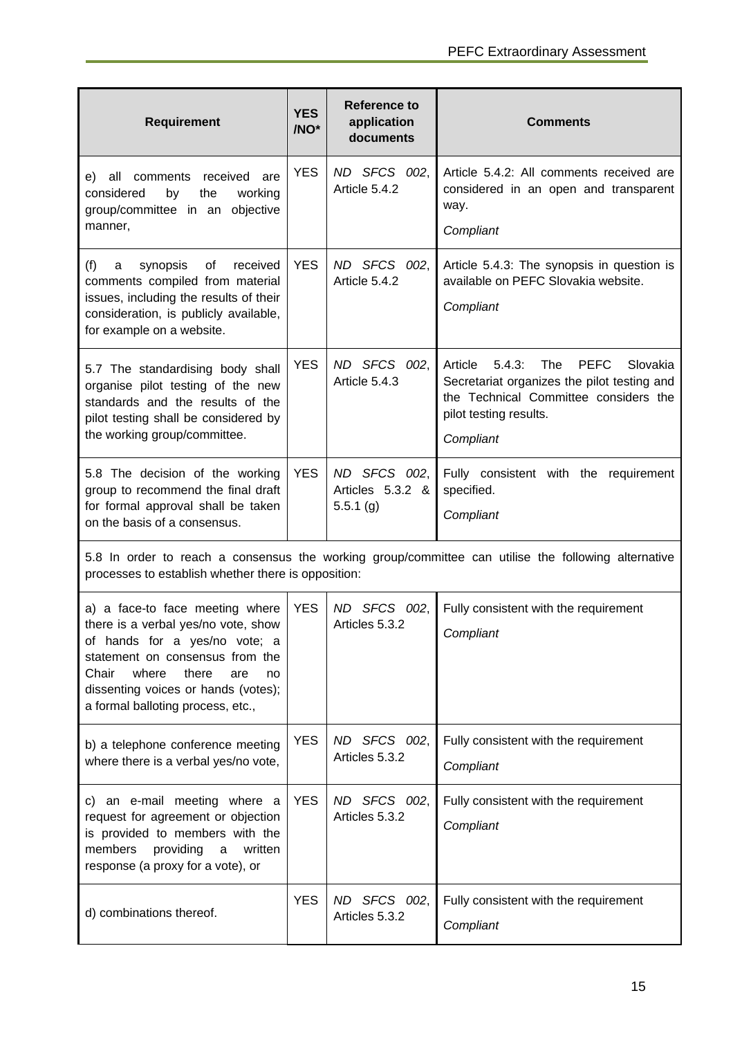| Requirement | YES /NO* | Reference to application documents | Comments |
|---|---|---|---|
| e) all comments received are considered by the working group/committee in an objective manner, | YES | *ND SFCS 002*, Article 5.4.2 | Article 5.4.2: All comments received are considered in an open and transparent way.<br>*Compliant* |
| (f) a synopsis of received comments compiled from material issues, including the results of their consideration, is publicly available, for example on a website. | YES | *ND SFCS 002*, Article 5.4.2 | Article 5.4.3: The synopsis in question is available on PEFC Slovakia website.<br>*Compliant* |
| 5.7 The standardising body shall organise pilot testing of the new standards and the results of the pilot testing shall be considered by the working group/committee. | YES | *ND SFCS 002*, Article 5.4.3 | Article 5.4.3: The PEFC Slovakia Secretariat organizes the pilot testing and the Technical Committee considers the pilot testing results.<br>*Compliant* |
| 5.8 The decision of the working group to recommend the final draft for formal approval shall be taken on the basis of a consensus. | YES | *ND SFCS 002*, Articles 5.3.2 & 5.5.1 (g) | Fully consistent with the requirement specified.<br>*Compliant* |
| 5.8 In order to reach a consensus the working group/committee can utilise the following alternative processes to establish whether there is opposition: | | | |
| a) a face-to face meeting where there is a verbal yes/no vote, show of hands for a yes/no vote; a statement on consensus from the Chair where there are no dissenting voices or hands (votes); a formal balloting process, etc., | YES | *ND SFCS 002*, Articles 5.3.2 | Fully consistent with the requirement<br>*Compliant* |
| b) a telephone conference meeting where there is a verbal yes/no vote, | YES | *ND SFCS 002*, Articles 5.3.2 | Fully consistent with the requirement<br>*Compliant* |
| c) an e-mail meeting where a request for agreement or objection is provided to members with the members providing a written response (a proxy for a vote), or | YES | *ND SFCS 002*, Articles 5.3.2 | Fully consistent with the requirement<br>*Compliant* |
| d) combinations thereof. | YES | *ND SFCS 002*, Articles 5.3.2 | Fully consistent with the requirement<br>*Compliant* |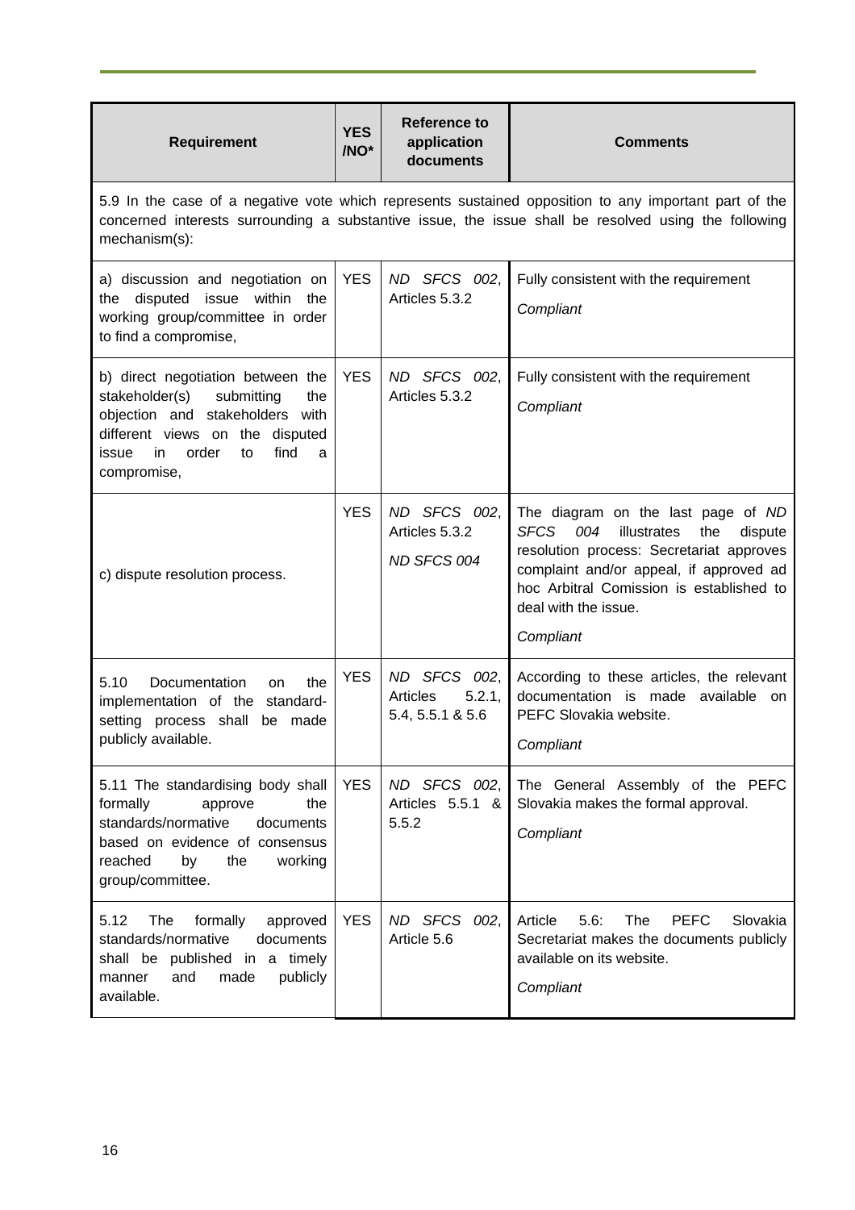| Requirement | YES /NO* | Reference to application documents | Comments |
|---|---|---|---|
| 5.9 In the case of a negative vote which represents sustained opposition to any important part of the concerned interests surrounding a substantive issue, the issue shall be resolved using the following mechanism(s): | | | |
| a) discussion and negotiation on the disputed issue within the working group/committee in order to find a compromise, | YES | *ND SFCS 002*, Articles 5.3.2 | Fully consistent with the requirement<br>*Compliant* |
| b) direct negotiation between the stakeholder(s) submitting the objection and stakeholders with different views on the disputed issue in order to find a compromise, | YES | *ND SFCS 002*, Articles 5.3.2 | Fully consistent with the requirement<br>*Compliant* |
| c) dispute resolution process. | YES | *ND SFCS 002*, Articles 5.3.2<br>*ND SFCS 004* | The diagram on the last page of *ND SFCS 004* illustrates the dispute resolution process: Secretariat approves complaint and/or appeal, if approved ad hoc Arbitral Comission is established to deal with the issue.<br>*Compliant* |
| 5.10 Documentation on the implementation of the standard-setting process shall be made publicly available. | YES | *ND SFCS 002*, Articles 5.2.1, 5.4, 5.5.1 & 5.6 | According to these articles, the relevant documentation is made available on PEFC Slovakia website.<br>*Compliant* |
| 5.11 The standardising body shall formally approve the standards/normative documents based on evidence of consensus reached by the working group/committee. | YES | *ND SFCS 002*, Articles 5.5.1 & 5.5.2 | The General Assembly of the PEFC Slovakia makes the formal approval.<br>*Compliant* |
| 5.12 The formally approved standards/normative documents shall be published in a timely manner and made publicly available. | YES | *ND SFCS 002*, Article 5.6 | Article 5.6: The PEFC Slovakia Secretariat makes the documents publicly available on its website.<br>*Compliant* |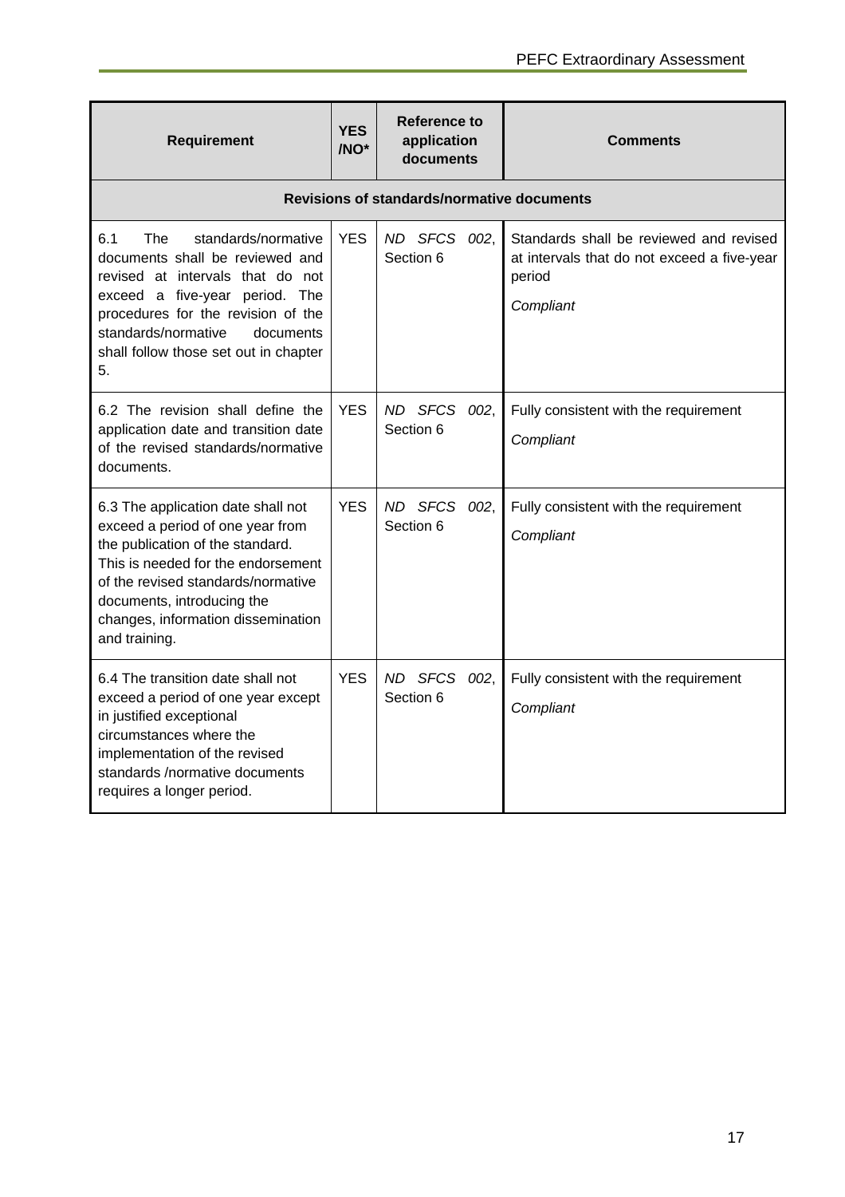| Requirement | YES /NO* | Reference to application documents | Comments |
|---|---|---|---|
| **Revisions of standards/normative documents** | | | |
| 6.1 The standards/normative documents shall be reviewed and revised at intervals that do not exceed a five-year period. The procedures for the revision of the standards/normative documents shall follow those set out in chapter 5. | YES | *ND SFCS 002*, Section 6 | Standards shall be reviewed and revised at intervals that do not exceed a five-year period<br>*Compliant* |
| 6.2 The revision shall define the application date and transition date of the revised standards/normative documents. | YES | *ND SFCS 002*, Section 6 | Fully consistent with the requirement<br>*Compliant* |
| 6.3 The application date shall not exceed a period of one year from the publication of the standard. This is needed for the endorsement of the revised standards/normative documents, introducing the changes, information dissemination and training. | YES | *ND SFCS 002*, Section 6 | Fully consistent with the requirement<br>*Compliant* |
| 6.4 The transition date shall not exceed a period of one year except in justified exceptional circumstances where the implementation of the revised standards /normative documents requires a longer period. | YES | *ND SFCS 002*, Section 6 | Fully consistent with the requirement<br>*Compliant* |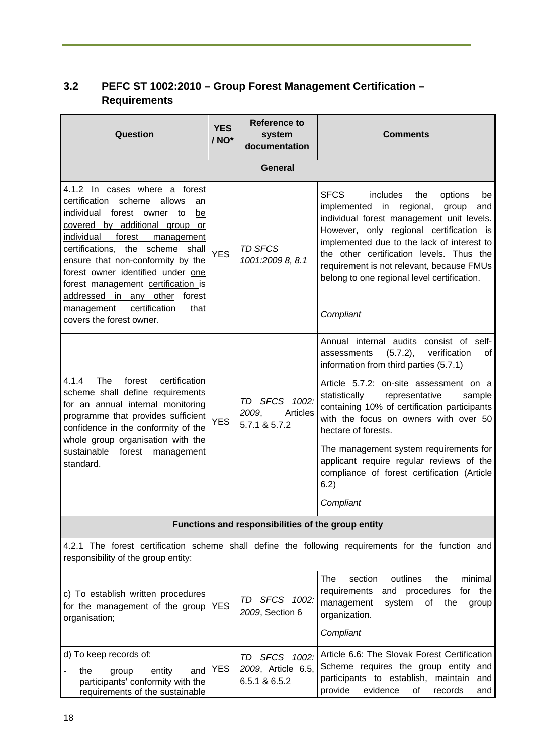## 3.2 PEFC ST 1002:2010 – Group Forest Management Certification – Requirements

| Question | YES / NO* | Reference to system documentation | Comments |
|---|---|---|---|
| **General** | | | |
| 4.1.2 In cases where a forest certification scheme allows an individual forest owner to be covered by additional group or individual forest management certifications, the scheme shall ensure that non-conformity by the forest owner identified under one forest management certification is addressed in any other forest management certification that covers the forest owner. | YES | *TD SFCS 1001:2009 8, 8.1* | SFCS includes the options be implemented in regional, group and individual forest management unit levels. However, only regional certification is implemented due to the lack of interest to the other certification levels. Thus the requirement is not relevant, because FMUs belong to one regional level certification.<br><br>*Compliant* |
| 4.1.4 The forest certification scheme shall define requirements for an annual internal monitoring programme that provides sufficient confidence in the conformity of the whole group organisation with the sustainable forest management standard. | YES | *TD SFCS 1002: 2009*, Articles 5.7.1 & 5.7.2 | Annual internal audits consist of self-assessments (5.7.2), verification of information from third parties (5.7.1)<br><br>Article 5.7.2: on-site assessment on a statistically representative sample containing 10% of certification participants with the focus on owners with over 50 hectare of forests.<br><br>The management system requirements for applicant require regular reviews of the compliance of forest certification (Article 6.2)<br><br>*Compliant* |
| **Functions and responsibilities of the group entity** | | | |
| 4.2.1 The forest certification scheme shall define the following requirements for the function and responsibility of the group entity: | | | |
| c) To establish written procedures for the management of the group organisation; | YES | *TD SFCS 1002: 2009*, Section 6 | The section outlines the minimal requirements and procedures for the management system of the group organization.<br><br>*Compliant* |
| d) To keep records of:<br>- the group entity and participants' conformity with the requirements of the sustainable | YES | *TD SFCS 1002: 2009*, Article 6.5, 6.5.1 & 6.5.2 | Article 6.6: The Slovak Forest Certification Scheme requires the group entity and participants to establish, maintain and provide evidence of records and |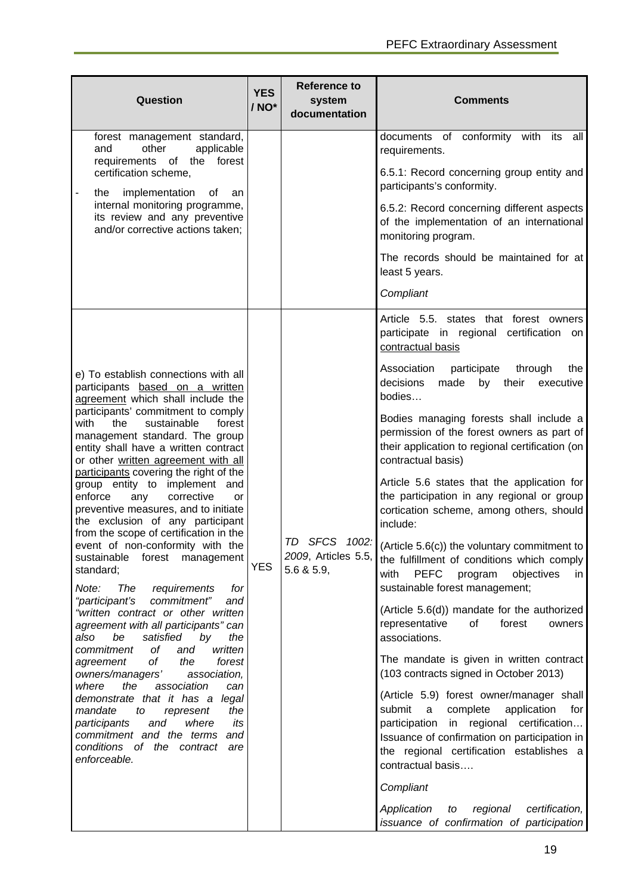| Question | YES / NO* | Reference to system documentation | Comments |
|---|---|---|---|
| forest management standard, and other applicable requirements of the forest certification scheme,<br>- the implementation of an internal monitoring programme, its review and any preventive and/or corrective actions taken; | | | documents of conformity with its all requirements.<br><br>6.5.1: Record concerning group entity and participants's conformity.<br><br>6.5.2: Record concerning different aspects of the implementation of an international monitoring program.<br><br>The records should be maintained for at least 5 years.<br><br>*Compliant* |
| e) To establish connections with all participants <u>based on a written agreement</u> which shall include the participants' commitment to comply with the sustainable forest management standard. The group entity shall have a written contract or other <u>written agreement with all participants</u> covering the right of the group entity to implement and enforce any corrective or preventive measures, and to initiate the exclusion of any participant from the scope of certification in the event of non-conformity with the sustainable forest management standard;<br><br>*Note: The requirements for "participant's commitment" and "written contract or other written agreement with all participants" can also be satisfied by the commitment of and written agreement of the forest owners/managers' association, where the association can demonstrate that it has a legal mandate to represent the participants and where its commitment and the terms and conditions of the contract are enforceable.* | YES | *TD SFCS 1002: 2009*, Articles 5.5, 5.6 & 5.9, | Article 5.5. states that forest owners participate in regional certification on <u>contractual basis</u><br><br>Association participate through the decisions made by their executive bodies…<br><br>Bodies managing forests shall include a permission of the forest owners as part of their application to regional certification (on contractual basis)<br><br>Article 5.6 states that the application for the participation in any regional or group cortication scheme, among others, should include:<br><br>(Article 5.6(c)) the voluntary commitment to the fulfillment of conditions which comply with PEFC program objectives in sustainable forest management;<br><br>(Article 5.6(d)) mandate for the authorized representative of forest owners associations.<br><br>The mandate is given in written contract (103 contracts signed in October 2013)<br><br>(Article 5.9) forest owner/manager shall submit a complete application for participation in regional certification… Issuance of confirmation on participation in the regional certification establishes a contractual basis….<br><br>*Compliant*<br><br>*Application to regional certification, issuance of confirmation of participation* |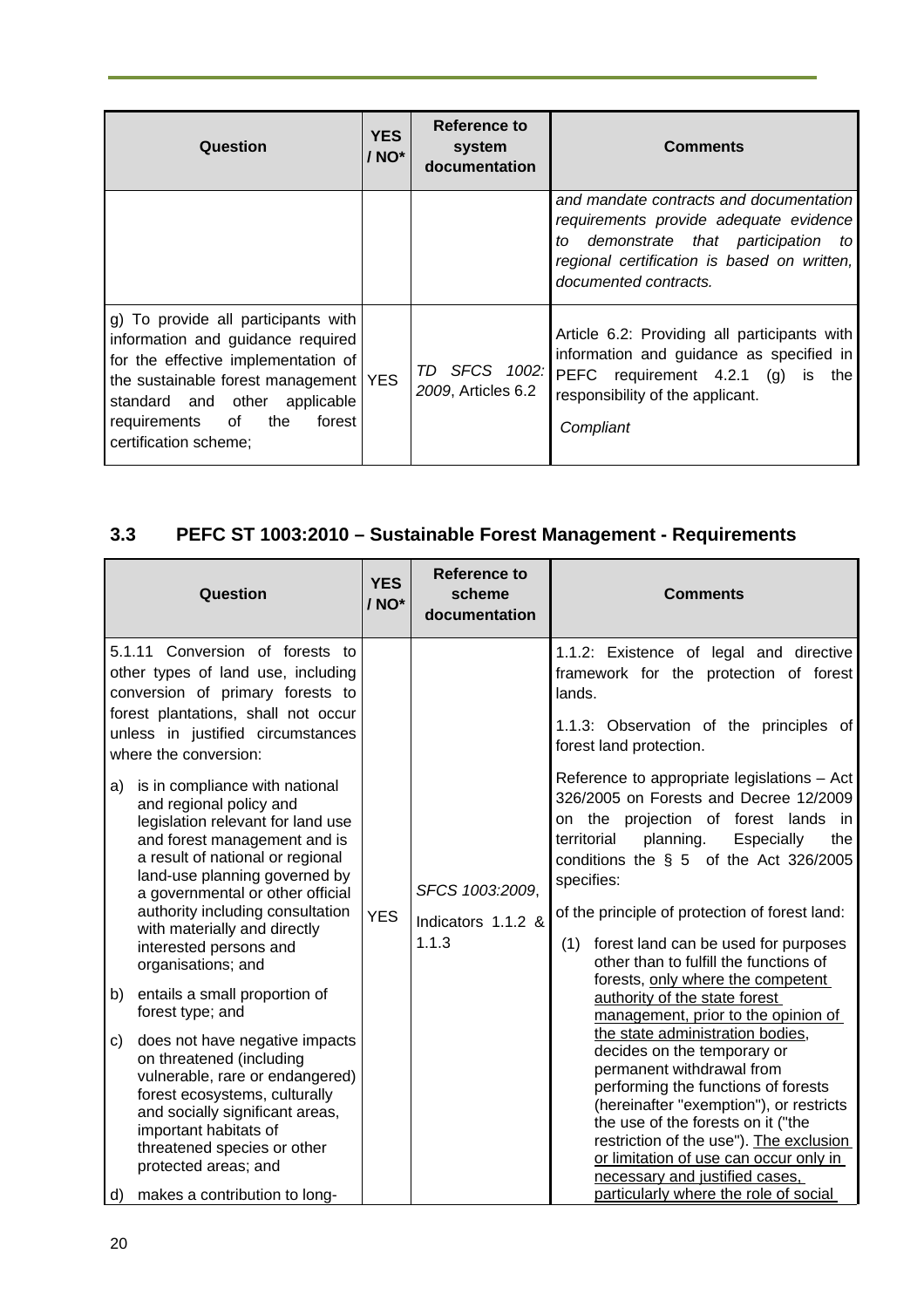| Question | YES / NO* | Reference to system documentation | Comments |
|---|---|---|---|
| | | | *and mandate contracts and documentation requirements provide adequate evidence to demonstrate that participation to regional certification is based on written, documented contracts.* |
| g) To provide all participants with information and guidance required for the effective implementation of the sustainable forest management standard and other applicable requirements of the forest certification scheme; | YES | *TD SFCS 1002: 2009*, Articles 6.2 | Article 6.2: Providing all participants with information and guidance as specified in PEFC requirement 4.2.1 (g) is the responsibility of the applicant.<br><br>*Compliant* |

## 3.3 PEFC ST 1003:2010 – Sustainable Forest Management - Requirements

| Question | YES / NO* | Reference to scheme documentation | Comments |
|---|---|---|---|
| 5.1.11 Conversion of forests to other types of land use, including conversion of primary forests to forest plantations, shall not occur unless in justified circumstances where the conversion:<br><br>a) is in compliance with national and regional policy and legislation relevant for land use and forest management and is a result of national or regional land-use planning governed by a governmental or other official authority including consultation with materially and directly interested persons and organisations; and<br><br>b) entails a small proportion of forest type; and<br><br>c) does not have negative impacts on threatened (including vulnerable, rare or endangered) forest ecosystems, culturally and socially significant areas, important habitats of threatened species or other protected areas; and<br><br>d) makes a contribution to long- | YES | *SFCS 1003:2009*, Indicators 1.1.2 & 1.1.3 | 1.1.2: Existence of legal and directive framework for the protection of forest lands.<br><br>1.1.3: Observation of the principles of forest land protection.<br><br>Reference to appropriate legislations – Act 326/2005 on Forests and Decree 12/2009 on the projection of forest lands in territorial planning. Especially the conditions the § 5 of the Act 326/2005 specifies:<br><br>of the principle of protection of forest land:<br><br>(1) forest land can be used for purposes other than to fulfill the functions of forests, <u>only where the competent authority of the state forest management, prior to the opinion of the state administration bodies</u>, decides on the temporary or permanent withdrawal from performing the functions of forests (hereinafter "exemption"), or restricts the use of the forests on it ("the restriction of the use"). <u>The exclusion or limitation of use can occur only in necessary and justified cases, particularly where the role of social</u> |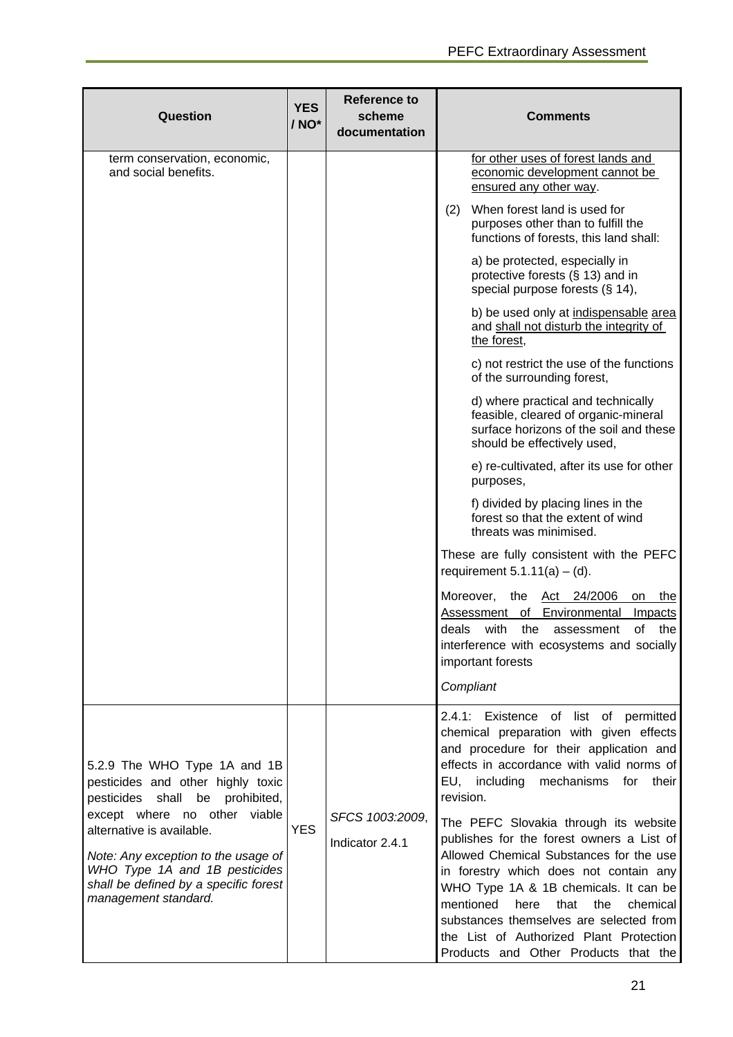| Question | YES / NO* | Reference to scheme documentation | Comments |
|---|---|---|---|
| term conservation, economic, and social benefits. | | | <u>for other uses of forest lands and economic development cannot be ensured any other way</u>.<br><br>(2) When forest land is used for purposes other than to fulfill the functions of forests, this land shall:<br><br>a) be protected, especially in protective forests (§ 13) and in special purpose forests (§ 14),<br><br>b) be used only at <u>indispensable</u> <u>area</u> and <u>shall not disturb the integrity of the forest</u>,<br><br>c) not restrict the use of the functions of the surrounding forest,<br><br>d) where practical and technically feasible, cleared of organic-mineral surface horizons of the soil and these should be effectively used,<br><br>e) re-cultivated, after its use for other purposes,<br><br>f) divided by placing lines in the forest so that the extent of wind threats was minimised.<br><br>These are fully consistent with the PEFC requirement 5.1.11(a) – (d).<br><br>Moreover, the <u>Act 24/2006 on the Assessment of Environmental Impacts</u> deals with the assessment of the interference with ecosystems and socially important forests<br><br>*Compliant* |
| 5.2.9 The WHO Type 1A and 1B pesticides and other highly toxic pesticides shall be prohibited, except where no other viable alternative is available.<br><br>*Note: Any exception to the usage of WHO Type 1A and 1B pesticides shall be defined by a specific forest management standard.* | YES | *SFCS 1003:2009*, Indicator 2.4.1 | 2.4.1: Existence of list of permitted chemical preparation with given effects and procedure for their application and effects in accordance with valid norms of EU, including mechanisms for their revision.<br><br>The PEFC Slovakia through its website publishes for the forest owners a List of Allowed Chemical Substances for the use in forestry which does not contain any WHO Type 1A & 1B chemicals. It can be mentioned here that the chemical substances themselves are selected from the List of Authorized Plant Protection Products and Other Products that the |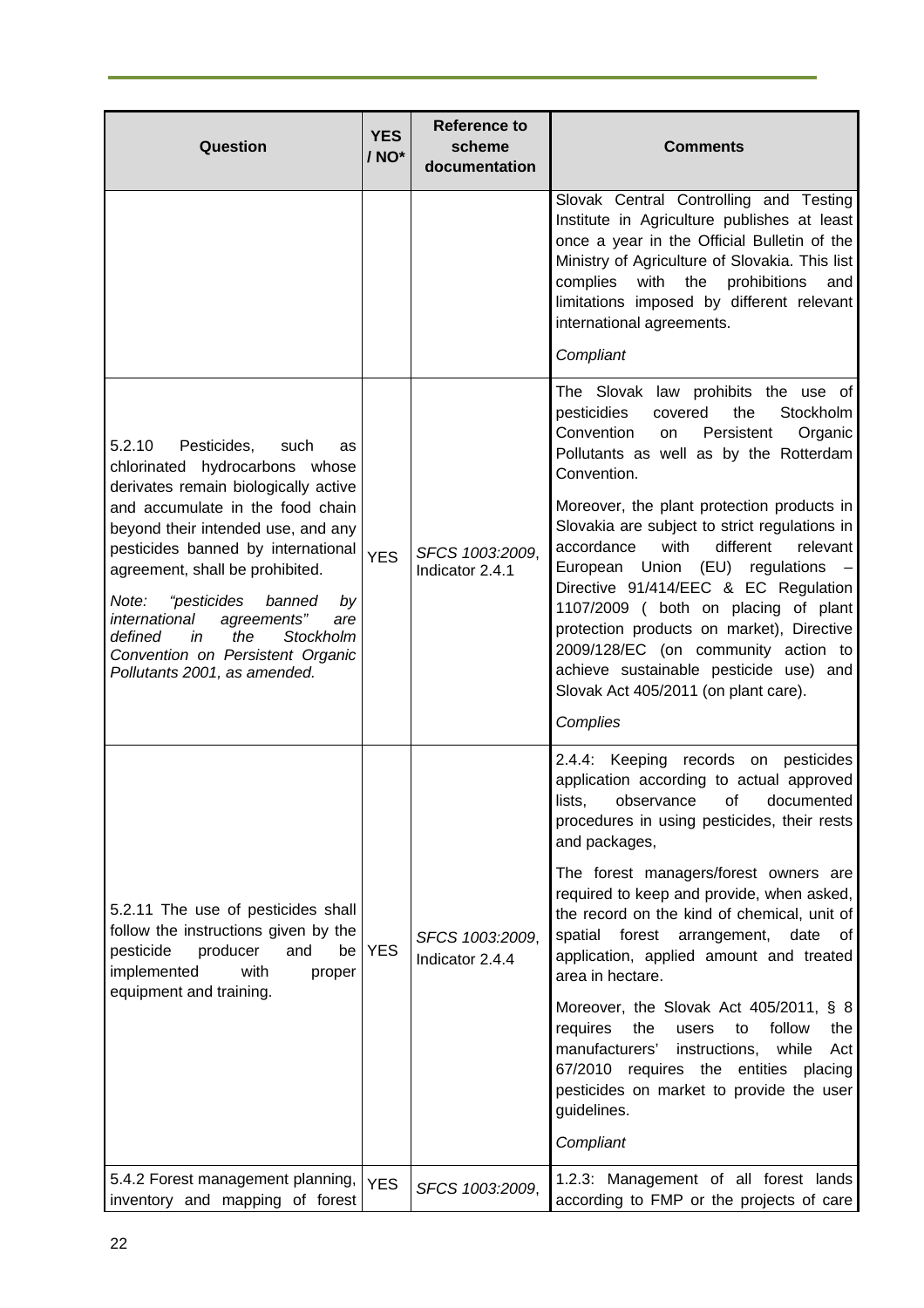| Question | YES / NO* | Reference to scheme documentation | Comments |
|---|---|---|---|
| | | | Slovak Central Controlling and Testing Institute in Agriculture publishes at least once a year in the Official Bulletin of the Ministry of Agriculture of Slovakia. This list complies with the prohibitions and limitations imposed by different relevant international agreements.<br><br>*Compliant* |
| 5.2.10 Pesticides, such as chlorinated hydrocarbons whose derivates remain biologically active and accumulate in the food chain beyond their intended use, and any pesticides banned by international agreement, shall be prohibited.<br><br>*Note: "pesticides banned by international agreements" are defined in the Stockholm Convention on Persistent Organic Pollutants 2001, as amended.* | YES | *SFCS 1003:2009*, Indicator 2.4.1 | The Slovak law prohibits the use of pesticides covered the Stockholm Convention on Persistent Organic Pollutants as well as by the Rotterdam Convention.<br><br>Moreover, the plant protection products in Slovakia are subject to strict regulations in accordance with different relevant European Union (EU) regulations – Directive 91/414/EEC & EC Regulation 1107/2009 ( both on placing of plant protection products on market), Directive 2009/128/EC (on community action to achieve sustainable pesticide use) and Slovak Act 405/2011 (on plant care).<br><br>*Complies* |
| 5.2.11 The use of pesticides shall follow the instructions given by the pesticide producer and be implemented with proper equipment and training. | YES | *SFCS 1003:2009*, Indicator 2.4.4 | 2.4.4: Keeping records on pesticides application according to actual approved lists, observance of documented procedures in using pesticides, their rests and packages,<br><br>The forest managers/forest owners are required to keep and provide, when asked, the record on the kind of chemical, unit of spatial forest arrangement, date of application, applied amount and treated area in hectare.<br><br>Moreover, the Slovak Act 405/2011, § 8 requires the users to follow the manufacturers' instructions, while Act 67/2010 requires the entities placing pesticides on market to provide the user guidelines.<br><br>*Compliant* |
| 5.4.2 Forest management planning, inventory and mapping of forest | YES | *SFCS 1003:2009*, | 1.2.3: Management of all forest lands according to FMP or the projects of care |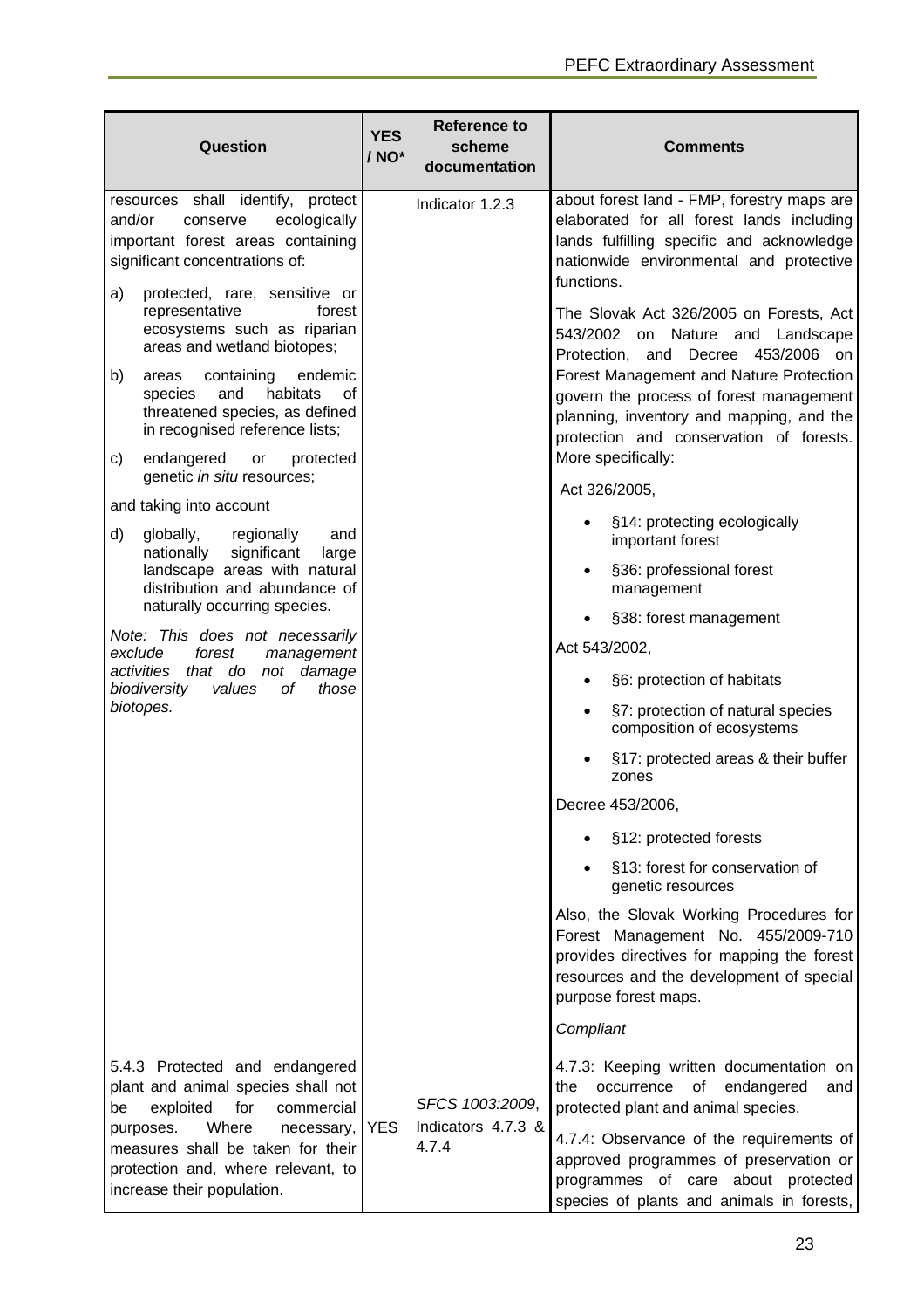| Question | YES / NO* | Reference to scheme documentation | Comments |
|---|---|---|---|
| resources shall identify, protect and/or conserve ecologically important forest areas containing significant concentrations of:<br><br>a) protected, rare, sensitive or representative forest ecosystems such as riparian areas and wetland biotopes;<br><br>b) areas containing endemic species and habitats of threatened species, as defined in recognised reference lists;<br><br>c) endangered or protected genetic *in situ* resources;<br><br>and taking into account<br><br>d) globally, regionally and nationally significant large landscape areas with natural distribution and abundance of naturally occurring species.<br><br>*Note: This does not necessarily exclude forest management activities that do not damage biodiversity values of those biotopes.* | | Indicator 1.2.3 | about forest land - FMP, forestry maps are elaborated for all forest lands including lands fulfilling specific and acknowledge nationwide environmental and protective functions.<br><br>The Slovak Act 326/2005 on Forests, Act 543/2002 on Nature and Landscape Protection, and Decree 453/2006 on Forest Management and Nature Protection govern the process of forest management planning, inventory and mapping, and the protection and conservation of forests. More specifically:<br><br>Act 326/2005,<br>• §14: protecting ecologically important forest<br>• §36: professional forest management<br>• §38: forest management<br><br>Act 543/2002,<br>• §6: protection of habitats<br>• §7: protection of natural species composition of ecosystems<br>• §17: protected areas & their buffer zones<br><br>Decree 453/2006,<br>• §12: protected forests<br>• §13: forest for conservation of genetic resources<br><br>Also, the Slovak Working Procedures for Forest Management No. 455/2009-710 provides directives for mapping the forest resources and the development of special purpose forest maps.<br><br>*Compliant* |
| 5.4.3 Protected and endangered plant and animal species shall not be exploited for commercial purposes. Where necessary, measures shall be taken for their protection and, where relevant, to increase their population. | YES | *SFCS 1003:2009*, Indicators 4.7.3 & 4.7.4 | 4.7.3: Keeping written documentation on the occurrence of endangered and protected plant and animal species.<br><br>4.7.4: Observance of the requirements of approved programmes of preservation or programmes of care about protected species of plants and animals in forests, |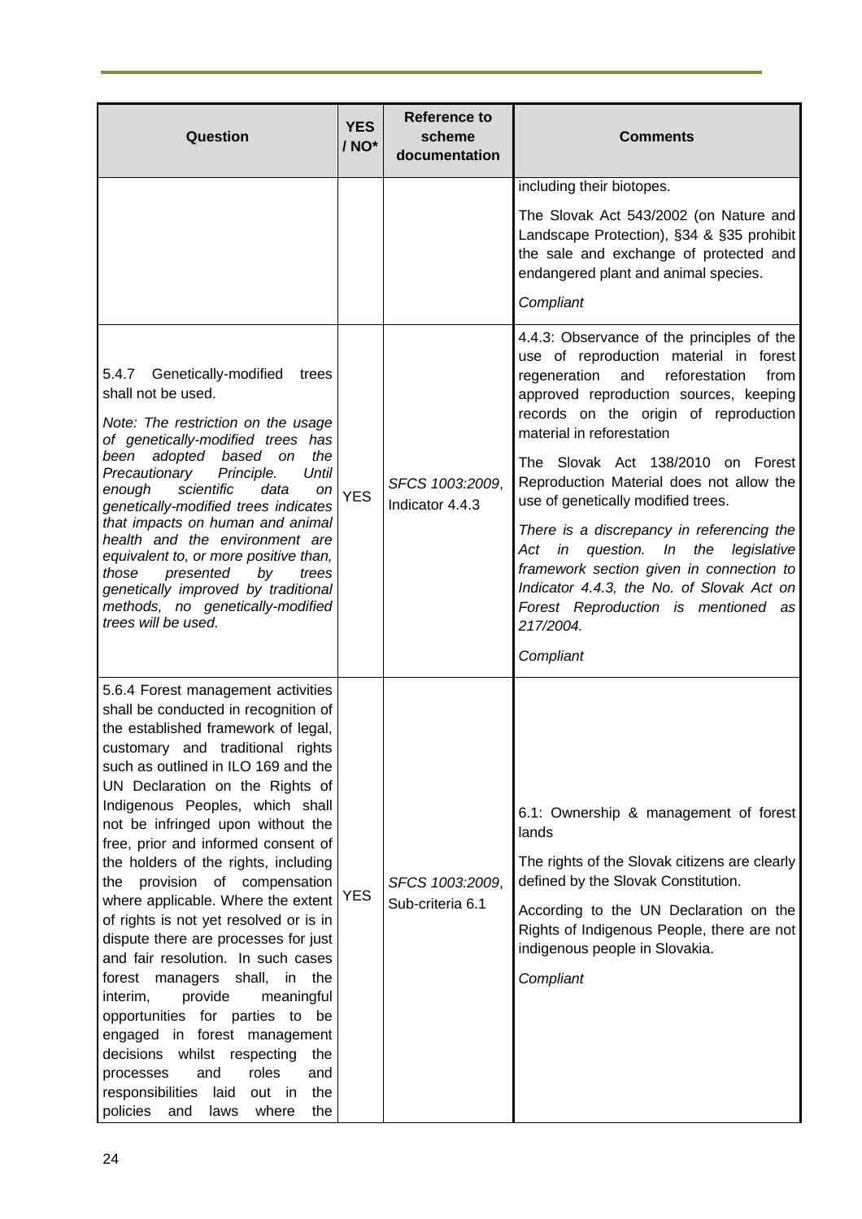| Question | YES / NO* | Reference to scheme documentation | Comments |
|---|---|---|---|
| | | | including their biotopes.<br><br>The Slovak Act 543/2002 (on Nature and Landscape Protection), §34 & §35 prohibit the sale and exchange of protected and endangered plant and animal species.<br><br>*Compliant* |
| 5.4.7 Genetically-modified trees shall not be used.<br><br>*Note: The restriction on the usage of genetically-modified trees has been adopted based on the Precautionary Principle. Until enough scientific data on genetically-modified trees indicates that impacts on human and animal health and the environment are equivalent to, or more positive than, those presented by trees genetically improved by traditional methods, no genetically-modified trees will be used.* | YES | *SFCS 1003:2009*, Indicator 4.4.3 | 4.4.3: Observance of the principles of the use of reproduction material in forest regeneration and reforestation from approved reproduction sources, keeping records on the origin of reproduction material in reforestation<br><br>The Slovak Act 138/2010 on Forest Reproduction Material does not allow the use of genetically modified trees.<br><br>*There is a discrepancy in referencing the Act in question. In the legislative framework section given in connection to Indicator 4.4.3, the No. of Slovak Act on Forest Reproduction is mentioned as 217/2004.*<br><br>*Compliant* |
| 5.6.4 Forest management activities shall be conducted in recognition of the established framework of legal, customary and traditional rights such as outlined in ILO 169 and the UN Declaration on the Rights of Indigenous Peoples, which shall not be infringed upon without the free, prior and informed consent of the holders of the rights, including the provision of compensation where applicable. Where the extent of rights is not yet resolved or is in dispute there are processes for just and fair resolution. In such cases forest managers shall, in the interim, provide meaningful opportunities for parties to be engaged in forest management decisions whilst respecting the processes and roles and responsibilities laid out in the policies and laws where the | YES | *SFCS 1003:2009*, Sub-criteria 6.1 | 6.1: Ownership & management of forest lands<br><br>The rights of the Slovak citizens are clearly defined by the Slovak Constitution.<br><br>According to the UN Declaration on the Rights of Indigenous People, there are not indigenous people in Slovakia.<br><br>*Compliant* |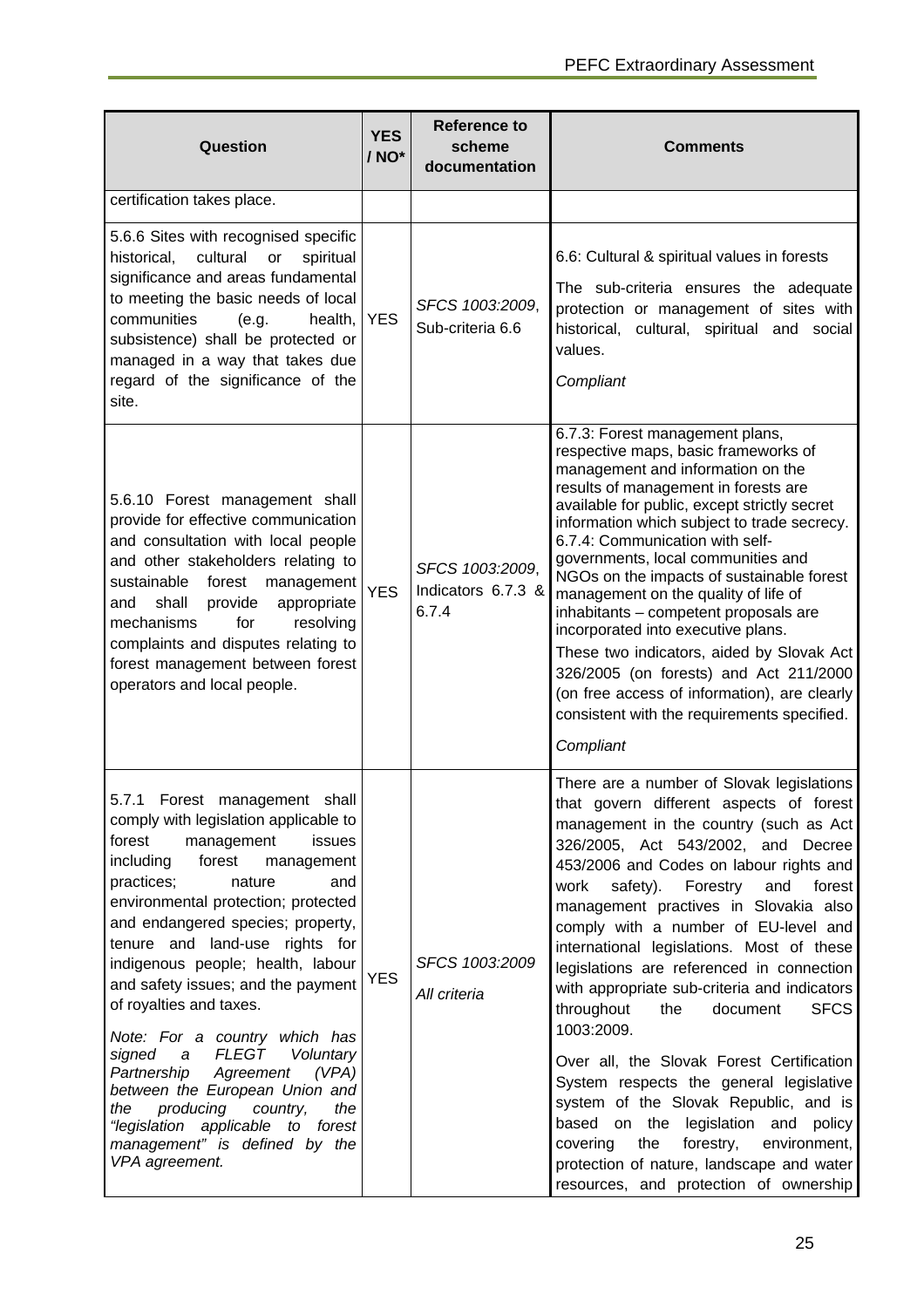| Question | YES / NO* | Reference to scheme documentation | Comments |
|---|---|---|---|
| certification takes place. | | | |
| 5.6.6 Sites with recognised specific historical, cultural or spiritual significance and areas fundamental to meeting the basic needs of local communities (e.g. health, subsistence) shall be protected or managed in a way that takes due regard of the significance of the site. | YES | *SFCS 1003:2009*, Sub-criteria 6.6 | 6.6: Cultural & spiritual values in forests<br><br>The sub-criteria ensures the adequate protection or management of sites with historical, cultural, spiritual and social values.<br><br>*Compliant* |
| 5.6.10 Forest management shall provide for effective communication and consultation with local people and other stakeholders relating to sustainable forest management and shall provide appropriate mechanisms for resolving complaints and disputes relating to forest management between forest operators and local people. | YES | *SFCS 1003:2009*, Indicators 6.7.3 & 6.7.4 | 6.7.3: Forest management plans, respective maps, basic frameworks of management and information on the results of management in forests are available for public, except strictly secret information which subject to trade secrecy.<br>6.7.4: Communication with self-governments, local communities and NGOs on the impacts of sustainable forest management on the quality of life of inhabitants – competent proposals are incorporated into executive plans.<br>These two indicators, aided by Slovak Act 326/2005 (on forests) and Act 211/2000 (on free access of information), are clearly consistent with the requirements specified.<br><br>*Compliant* |
| 5.7.1 Forest management shall comply with legislation applicable to forest management issues including forest management practices; nature and environmental protection; protected and endangered species; property, tenure and land-use rights for indigenous people; health, labour and safety issues; and the payment of royalties and taxes.<br><br>*Note: For a country which has signed a FLEGT Voluntary Partnership Agreement (VPA) between the European Union and the producing country, the "legislation applicable to forest management" is defined by the VPA agreement.* | YES | *SFCS 1003:2009*<br><br>*All criteria* | There are a number of Slovak legislations that govern different aspects of forest management in the country (such as Act 326/2005, Act 543/2002, and Decree 453/2006 and Codes on labour rights and work safety). Forestry and forest management practives in Slovakia also comply with a number of EU-level and international legislations. Most of these legislations are referenced in connection with appropriate sub-criteria and indicators throughout the document SFCS 1003:2009.<br><br>Over all, the Slovak Forest Certification System respects the general legislative system of the Slovak Republic, and is based on the legislation and policy covering the forestry, environment, protection of nature, landscape and water resources, and protection of ownership |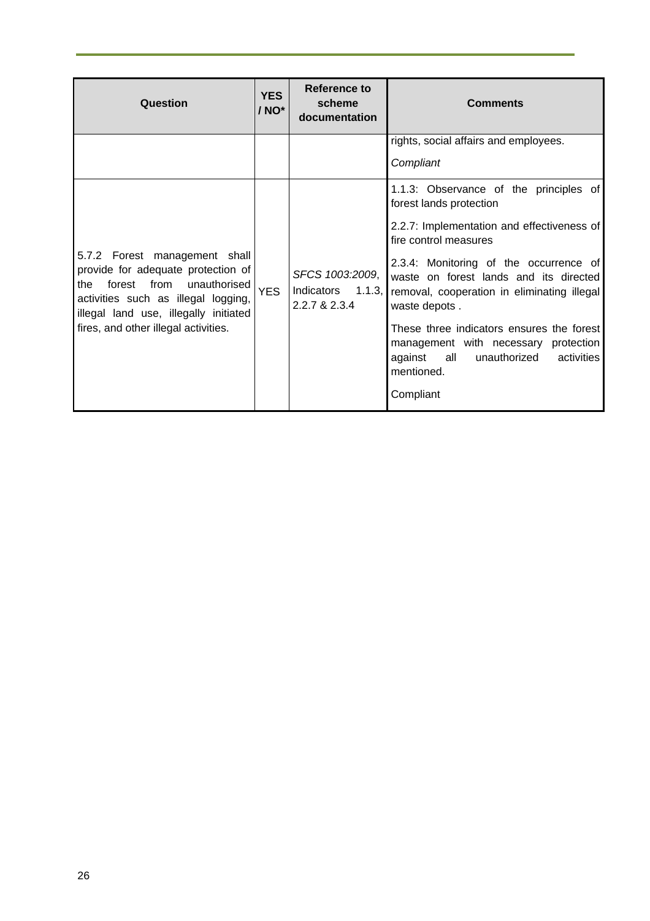| Question | YES / NO* | Reference to scheme documentation | Comments |
|---|---|---|---|
| | | | rights, social affairs and employees.<br><br>*Compliant* |
| 5.7.2 Forest management shall provide for adequate protection of the forest from unauthorised activities such as illegal logging, illegal land use, illegally initiated fires, and other illegal activities. | YES | *SFCS 1003:2009*, Indicators 1.1.3, 2.2.7 & 2.3.4 | 1.1.3: Observance of the principles of forest lands protection<br><br>2.2.7: Implementation and effectiveness of fire control measures<br><br>2.3.4: Monitoring of the occurrence of waste on forest lands and its directed removal, cooperation in eliminating illegal waste depots .<br><br>These three indicators ensures the forest management with necessary protection against all unauthorized activities mentioned.<br><br>Compliant |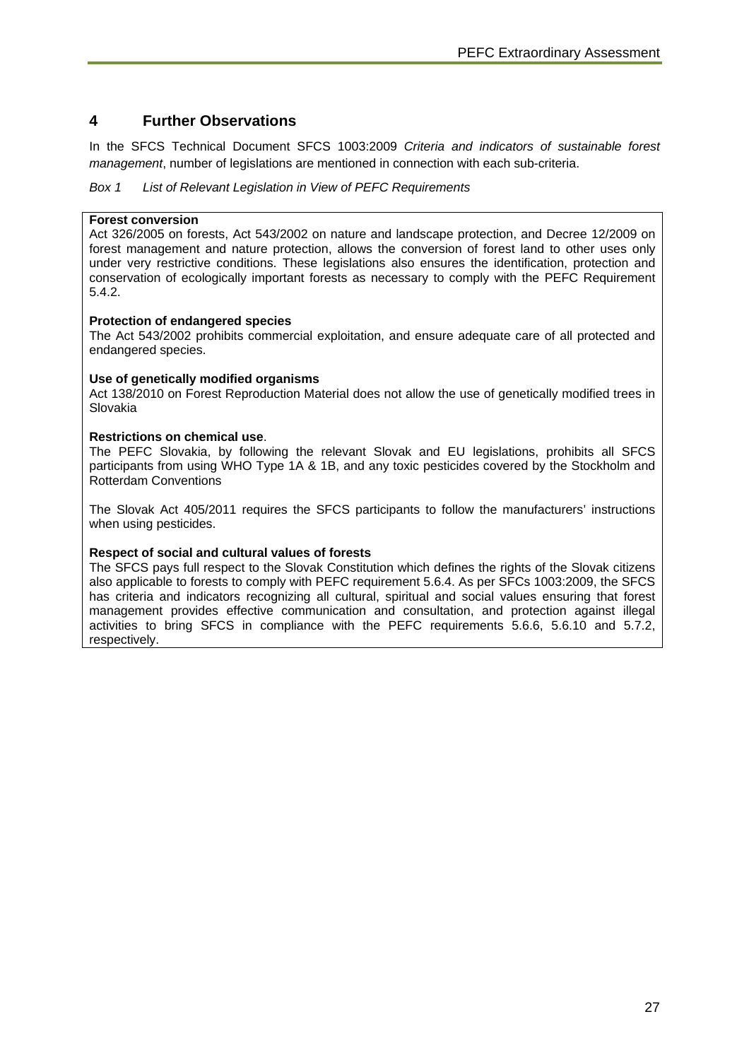# 4 Further Observations

In the SFCS Technical Document SFCS 1003:2009 *Criteria and indicators of sustainable forest management*, number of legislations are mentioned in connection with each sub-criteria.

*Box 1 List of Relevant Legislation in View of PEFC Requirements*

**Forest conversion**

Act 326/2005 on forests, Act 543/2002 on nature and landscape protection, and Decree 12/2009 on forest management and nature protection, allows the conversion of forest land to other uses only under very restrictive conditions. These legislations also ensures the identification, protection and conservation of ecologically important forests as necessary to comply with the PEFC Requirement 5.4.2.

**Protection of endangered species**

The Act 543/2002 prohibits commercial exploitation, and ensure adequate care of all protected and endangered species.

**Use of genetically modified organisms**

Act 138/2010 on Forest Reproduction Material does not allow the use of genetically modified trees in Slovakia

**Restrictions on chemical use**.

The PEFC Slovakia, by following the relevant Slovak and EU legislations, prohibits all SFCS participants from using WHO Type 1A & 1B, and any toxic pesticides covered by the Stockholm and Rotterdam Conventions

The Slovak Act 405/2011 requires the SFCS participants to follow the manufacturers' instructions when using pesticides.

**Respect of social and cultural values of forests**

The SFCS pays full respect to the Slovak Constitution which defines the rights of the Slovak citizens also applicable to forests to comply with PEFC requirement 5.6.4. As per SFCs 1003:2009, the SFCS has criteria and indicators recognizing all cultural, spiritual and social values ensuring that forest management provides effective communication and consultation, and protection against illegal activities to bring SFCS in compliance with the PEFC requirements 5.6.6, 5.6.10 and 5.7.2, respectively.